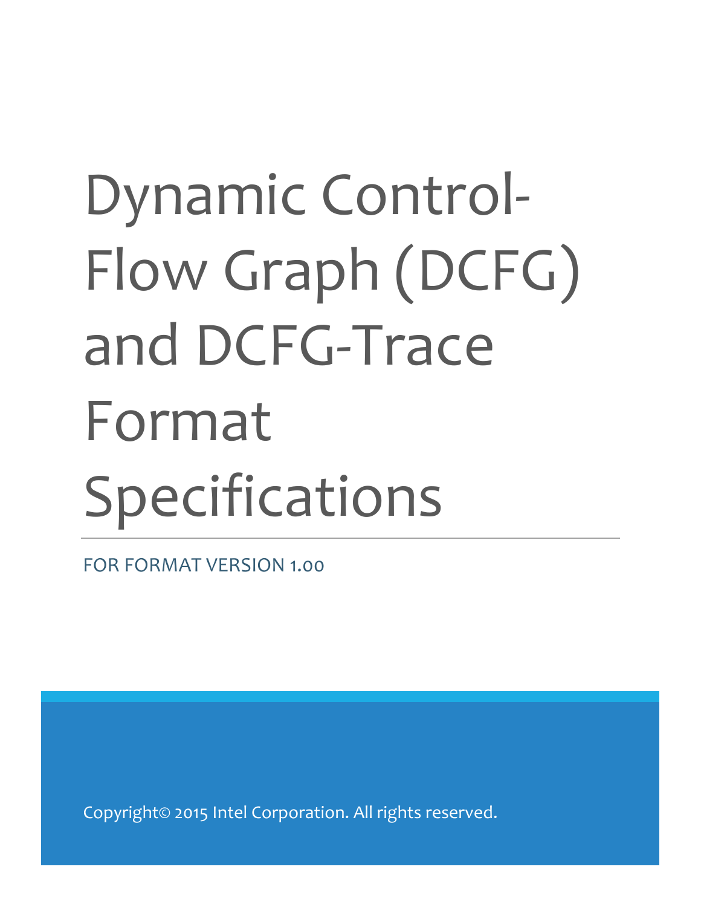# Dynamic Control-Flow Graph (DCFG) and DCFG-Trace Format Specifications

FOR FORMAT VERSION 1.00

Copyright© 2015 Intel Corporation. All rights reserved.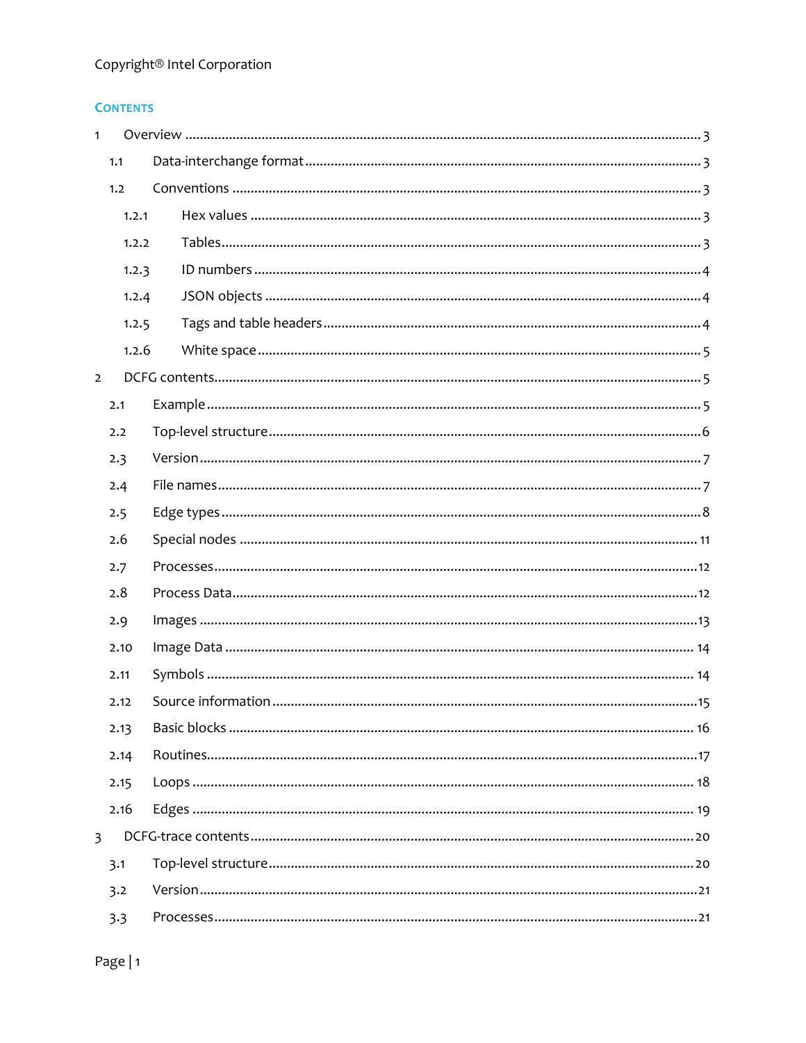Copyright® Intel Corporation

## Contents

- 1 Overview ........ 3
  - 1.1 Data-interchange format ........ 3
  - 1.2 Conventions ........ 3
    - 1.2.1 Hex values ........ 3
    - 1.2.2 Tables ........ 3
    - 1.2.3 ID numbers ........ 4
    - 1.2.4 JSON objects ........ 4
    - 1.2.5 Tags and table headers ........ 4
    - 1.2.6 White space ........ 5
- 2 DCFG contents ........ 5
  - 2.1 Example ........ 5
  - 2.2 Top-level structure ........ 6
  - 2.3 Version ........ 7
  - 2.4 File names ........ 7
  - 2.5 Edge types ........ 8
  - 2.6 Special nodes ........ 11
  - 2.7 Processes ........ 12
  - 2.8 Process Data ........ 12
  - 2.9 Images ........ 13
  - 2.10 Image Data ........ 14
  - 2.11 Symbols ........ 14
  - 2.12 Source information ........ 15
  - 2.13 Basic blocks ........ 16
  - 2.14 Routines ........ 17
  - 2.15 Loops ........ 18
  - 2.16 Edges ........ 19
- 3 DCFG-trace contents ........ 20
  - 3.1 Top-level structure ........ 20
  - 3.2 Version ........ 21
  - 3.3 Processes ........ 21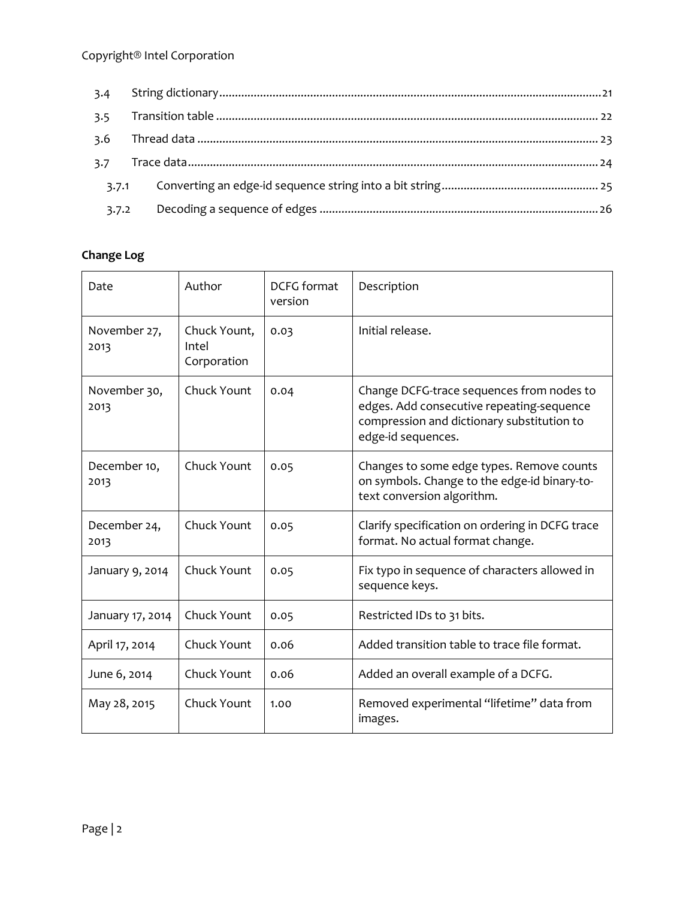| | | |
|---|---|---|
| 3.4 | String dictionary | 21 |
| 3.5 | Transition table | 22 |
| 3.6 | Thread data | 23 |
| 3.7 | Trace data | 24 |
| 3.7.1 | Converting an edge-id sequence string into a bit string | 25 |
| 3.7.2 | Decoding a sequence of edges | 26 |

**Change Log**

| Date | Author | DCFG format version | Description |
|---|---|---|---|
| November 27, 2013 | Chuck Yount, Intel Corporation | 0.03 | Initial release. |
| November 30, 2013 | Chuck Yount | 0.04 | Change DCFG-trace sequences from nodes to edges. Add consecutive repeating-sequence compression and dictionary substitution to edge-id sequences. |
| December 10, 2013 | Chuck Yount | 0.05 | Changes to some edge types. Remove counts on symbols. Change to the edge-id binary-to-text conversion algorithm. |
| December 24, 2013 | Chuck Yount | 0.05 | Clarify specification on ordering in DCFG trace format. No actual format change. |
| January 9, 2014 | Chuck Yount | 0.05 | Fix typo in sequence of characters allowed in sequence keys. |
| January 17, 2014 | Chuck Yount | 0.05 | Restricted IDs to 31 bits. |
| April 17, 2014 | Chuck Yount | 0.06 | Added transition table to trace file format. |
| June 6, 2014 | Chuck Yount | 0.06 | Added an overall example of a DCFG. |
| May 28, 2015 | Chuck Yount | 1.00 | Removed experimental "lifetime" data from images. |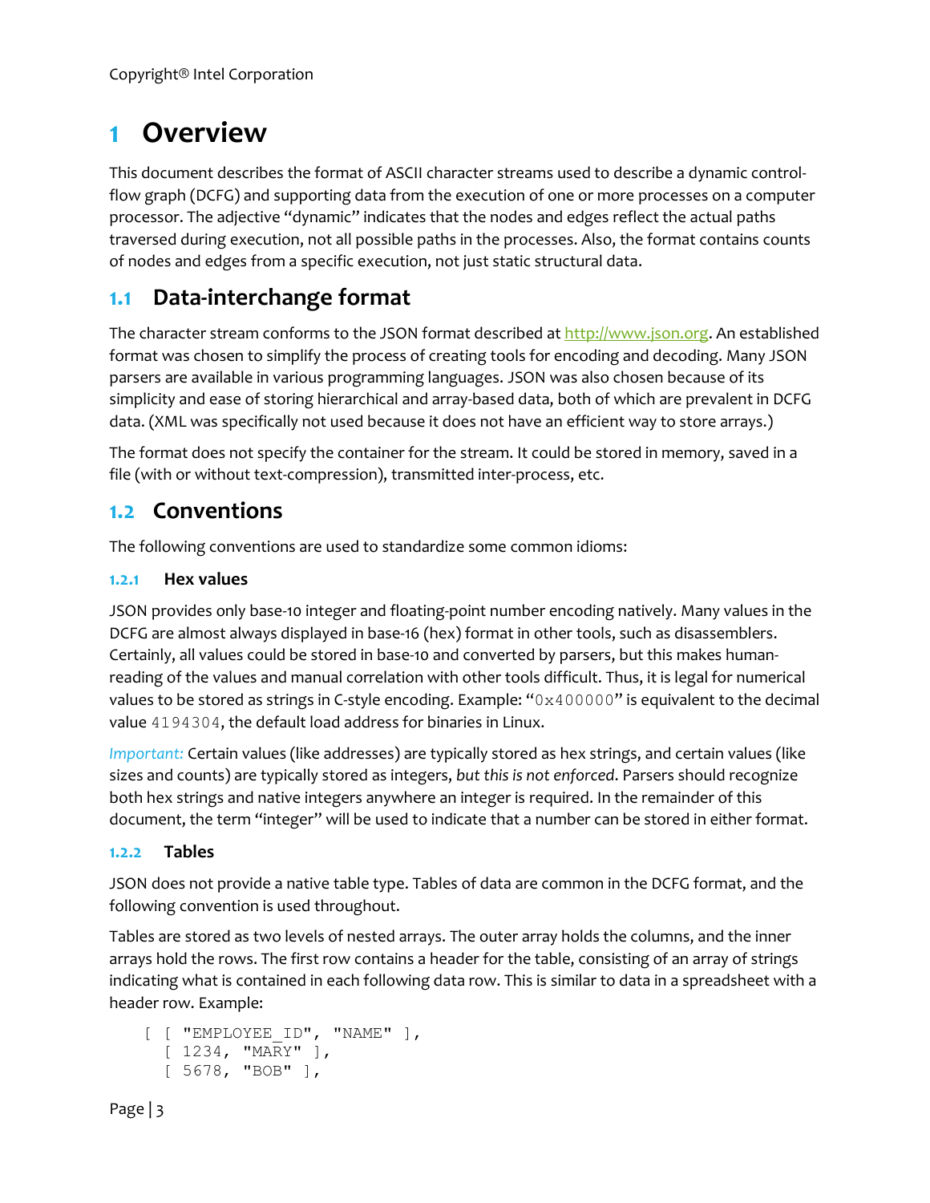Copyright® Intel Corporation

# 1 Overview

This document describes the format of ASCII character streams used to describe a dynamic control-flow graph (DCFG) and supporting data from the execution of one or more processes on a computer processor. The adjective "dynamic" indicates that the nodes and edges reflect the actual paths traversed during execution, not all possible paths in the processes. Also, the format contains counts of nodes and edges from a specific execution, not just static structural data.

## 1.1 Data-interchange format

The character stream conforms to the JSON format described at http://www.json.org. An established format was chosen to simplify the process of creating tools for encoding and decoding. Many JSON parsers are available in various programming languages. JSON was also chosen because of its simplicity and ease of storing hierarchical and array-based data, both of which are prevalent in DCFG data. (XML was specifically not used because it does not have an efficient way to store arrays.)

The format does not specify the container for the stream. It could be stored in memory, saved in a file (with or without text-compression), transmitted inter-process, etc.

## 1.2 Conventions

The following conventions are used to standardize some common idioms:

### 1.2.1 Hex values

JSON provides only base-10 integer and floating-point number encoding natively. Many values in the DCFG are almost always displayed in base-16 (hex) format in other tools, such as disassemblers. Certainly, all values could be stored in base-10 and converted by parsers, but this makes human-reading of the values and manual correlation with other tools difficult. Thus, it is legal for numerical values to be stored as strings in C-style encoding. Example: "`0x400000`" is equivalent to the decimal value `4194304`, the default load address for binaries in Linux.

*Important:* Certain values (like addresses) are typically stored as hex strings, and certain values (like sizes and counts) are typically stored as integers, *but this is not enforced*. Parsers should recognize both hex strings and native integers anywhere an integer is required. In the remainder of this document, the term "integer" will be used to indicate that a number can be stored in either format.

### 1.2.2 Tables

JSON does not provide a native table type. Tables of data are common in the DCFG format, and the following convention is used throughout.

Tables are stored as two levels of nested arrays. The outer array holds the columns, and the inner arrays hold the rows. The first row contains a header for the table, consisting of an array of strings indicating what is contained in each following data row. This is similar to data in a spreadsheet with a header row. Example:

```
[ [ "EMPLOYEE_ID", "NAME" ],
  [ 1234, "MARY" ],
  [ 5678, "BOB" ],
```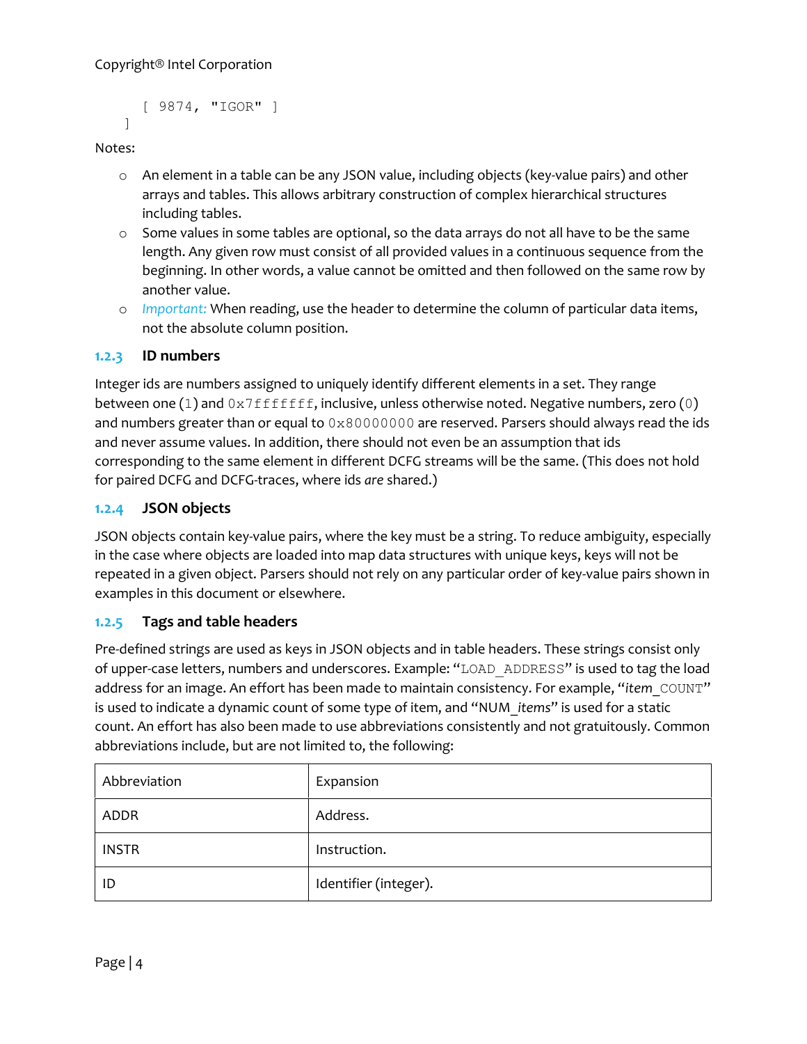```
    [ 9874, "IGOR" ]
  ]
```

Notes:

- An element in a table can be any JSON value, including objects (key-value pairs) and other arrays and tables. This allows arbitrary construction of complex hierarchical structures including tables.
- Some values in some tables are optional, so the data arrays do not all have to be the same length. Any given row must consist of all provided values in a continuous sequence from the beginning. In other words, a value cannot be omitted and then followed on the same row by another value.
- *Important:* When reading, use the header to determine the column of particular data items, not the absolute column position.

### 1.2.3 ID numbers

Integer ids are numbers assigned to uniquely identify different elements in a set. They range between one (`1`) and `0x7fffffff`, inclusive, unless otherwise noted. Negative numbers, zero (`0`) and numbers greater than or equal to `0x80000000` are reserved. Parsers should always read the ids and never assume values. In addition, there should not even be an assumption that ids corresponding to the same element in different DCFG streams will be the same. (This does not hold for paired DCFG and DCFG-traces, where ids *are* shared.)

### 1.2.4 JSON objects

JSON objects contain key-value pairs, where the key must be a string. To reduce ambiguity, especially in the case where objects are loaded into map data structures with unique keys, keys will not be repeated in a given object. Parsers should not rely on any particular order of key-value pairs shown in examples in this document or elsewhere.

### 1.2.5 Tags and table headers

Pre-defined strings are used as keys in JSON objects and in table headers. These strings consist only of upper-case letters, numbers and underscores. Example: "`LOAD_ADDRESS`" is used to tag the load address for an image. An effort has been made to maintain consistency. For example, "*item*`_COUNT`" is used to indicate a dynamic count of some type of item, and "NUM_*items*" is used for a static count. An effort has also been made to use abbreviations consistently and not gratuitously. Common abbreviations include, but are not limited to, the following:

| Abbreviation | Expansion |
|---|---|
| ADDR | Address. |
| INSTR | Instruction. |
| ID | Identifier (integer). |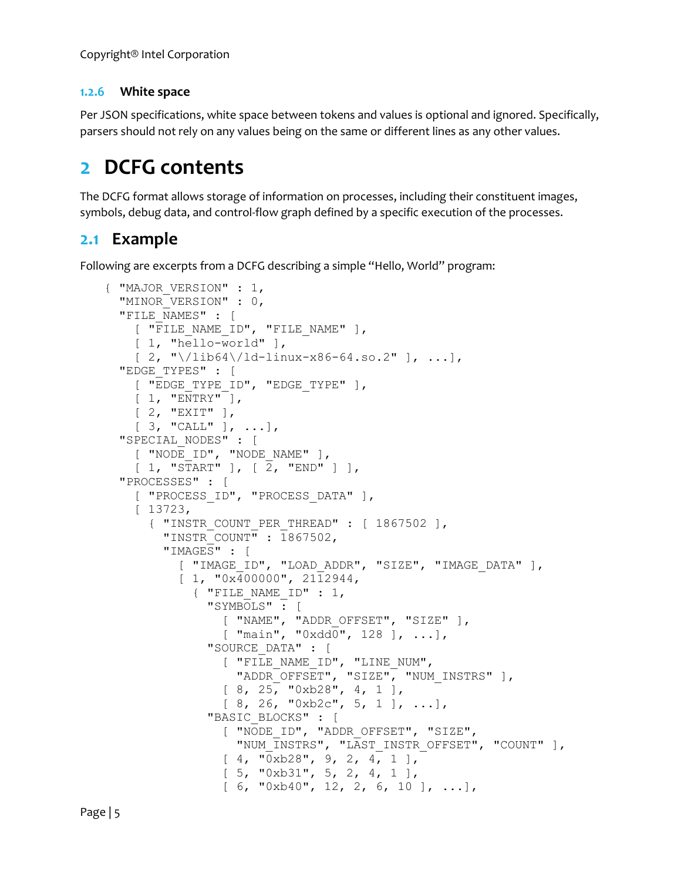### 1.2.6 White space

Per JSON specifications, white space between tokens and values is optional and ignored. Specifically, parsers should not rely on any values being on the same or different lines as any other values.

# 2 DCFG contents

The DCFG format allows storage of information on processes, including their constituent images, symbols, debug data, and control-flow graph defined by a specific execution of the processes.

## 2.1 Example

Following are excerpts from a DCFG describing a simple “Hello, World” program:

```
{ "MAJOR_VERSION" : 1,
  "MINOR_VERSION" : 0,
  "FILE_NAMES" : [
    [ "FILE_NAME_ID", "FILE_NAME" ],
    [ 1, "hello-world" ],
    [ 2, "\/lib64\/ld-linux-x86-64.so.2" ], ...],
  "EDGE_TYPES" : [
    [ "EDGE_TYPE_ID", "EDGE_TYPE" ],
    [ 1, "ENTRY" ],
    [ 2, "EXIT" ],
    [ 3, "CALL" ], ...],
  "SPECIAL_NODES" : [
    [ "NODE_ID", "NODE_NAME" ],
    [ 1, "START" ], [ 2, "END" ] ],
  "PROCESSES" : [
    [ "PROCESS_ID", "PROCESS_DATA" ],
    [ 13723,
      { "INSTR_COUNT_PER_THREAD" : [ 1867502 ],
        "INSTR_COUNT" : 1867502,
        "IMAGES" : [
          [ "IMAGE_ID", "LOAD_ADDR", "SIZE", "IMAGE_DATA" ],
          [ 1, "0x400000", 2112944,
            { "FILE_NAME_ID" : 1,
              "SYMBOLS" : [
                [ "NAME", "ADDR_OFFSET", "SIZE" ],
                [ "main", "0xdd0", 128 ], ...],
              "SOURCE_DATA" : [
                [ "FILE_NAME_ID", "LINE_NUM",
                  "ADDR_OFFSET", "SIZE", "NUM_INSTRS" ],
                [ 8, 25, "0xb28", 4, 1 ],
                [ 8, 26, "0xb2c", 5, 1 ], ...],
              "BASIC_BLOCKS" : [
                [ "NODE_ID", "ADDR_OFFSET", "SIZE",
                  "NUM_INSTRS", "LAST_INSTR_OFFSET", "COUNT" ],
                [ 4, "0xb28", 9, 2, 4, 1 ],
                [ 5, "0xb31", 5, 2, 4, 1 ],
                [ 6, "0xb40", 12, 2, 6, 10 ], ...],
```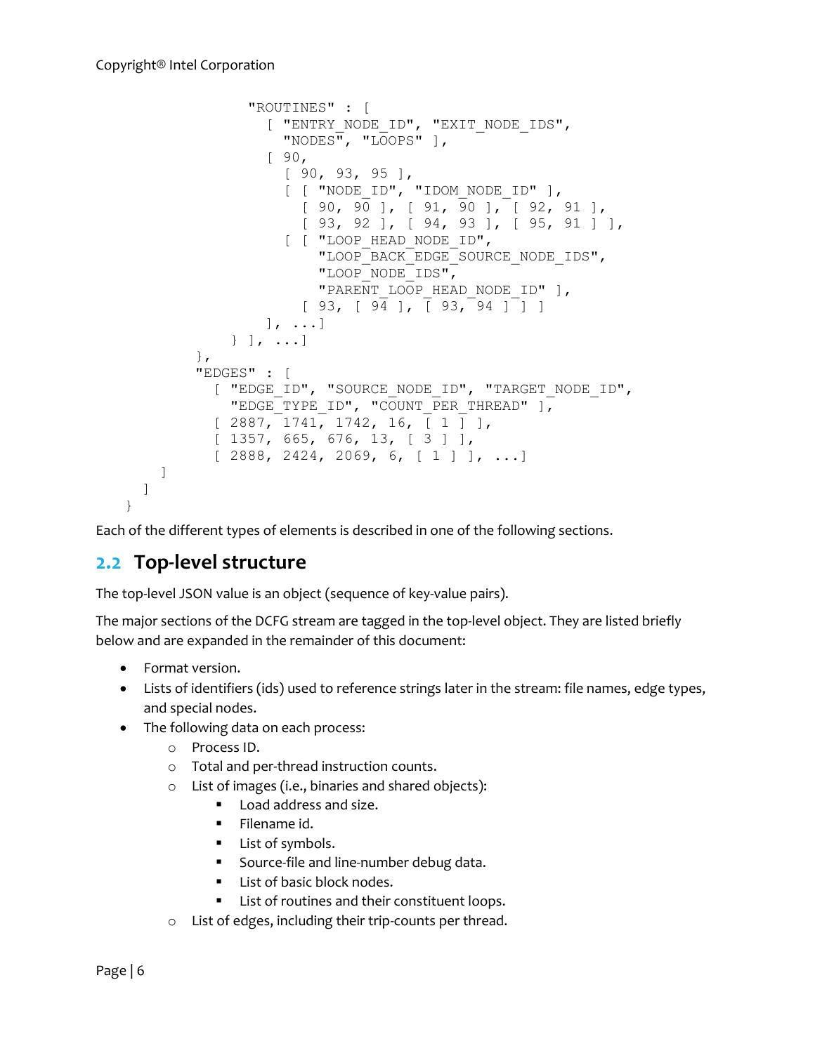```
                "ROUTINES" : [
                  [ "ENTRY_NODE_ID", "EXIT_NODE_IDS",
                    "NODES", "LOOPS" ],
                  [ 90,
                    [ 90, 93, 95 ],
                    [ [ "NODE_ID", "IDOM_NODE_ID" ],
                      [ 90, 90 ], [ 91, 90 ], [ 92, 91 ],
                      [ 93, 92 ], [ 94, 93 ], [ 95, 91 ] ],
                    [ [ "LOOP_HEAD_NODE_ID",
                        "LOOP_BACK_EDGE_SOURCE_NODE_IDS",
                        "LOOP_NODE_IDS",
                        "PARENT_LOOP_HEAD_NODE_ID" ],
                      [ 93, [ 94 ], [ 93, 94 ] ] ]
                  ], ...]
              } ], ...]
          },
          "EDGES" : [
            [ "EDGE_ID", "SOURCE_NODE_ID", "TARGET_NODE_ID",
              "EDGE_TYPE_ID", "COUNT_PER_THREAD" ],
            [ 2887, 1741, 1742, 16, [ 1 ] ],
            [ 1357, 665, 676, 13, [ 3 ] ],
            [ 2888, 2424, 2069, 6, [ 1 ] ], ...]
      ]
    ]
  }
```

Each of the different types of elements is described in one of the following sections.

## 2.2 Top-level structure

The top-level JSON value is an object (sequence of key-value pairs).

The major sections of the DCFG stream are tagged in the top-level object. They are listed briefly below and are expanded in the remainder of this document:

- Format version.
- Lists of identifiers (ids) used to reference strings later in the stream: file names, edge types, and special nodes.
- The following data on each process:
  - Process ID.
  - Total and per-thread instruction counts.
  - List of images (i.e., binaries and shared objects):
    - Load address and size.
    - Filename id.
    - List of symbols.
    - Source-file and line-number debug data.
    - List of basic block nodes.
    - List of routines and their constituent loops.
  - List of edges, including their trip-counts per thread.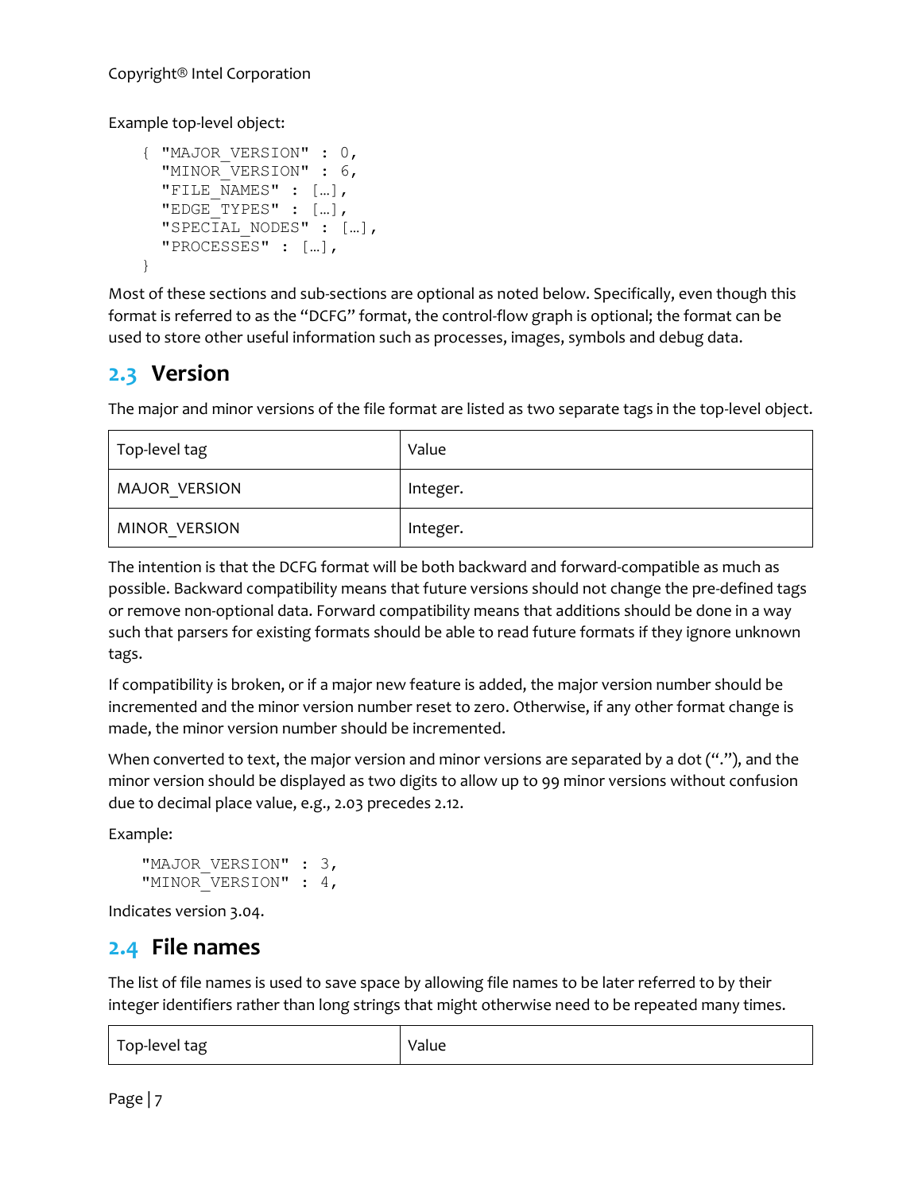Example top-level object:

```
{ "MAJOR_VERSION" : 0,
  "MINOR_VERSION" : 6,
  "FILE_NAMES" : […],
  "EDGE_TYPES" : […],
  "SPECIAL_NODES" : […],
  "PROCESSES" : […],
}
```

Most of these sections and sub-sections are optional as noted below. Specifically, even though this format is referred to as the "DCFG" format, the control-flow graph is optional; the format can be used to store other useful information such as processes, images, symbols and debug data.

## 2.3 Version

The major and minor versions of the file format are listed as two separate tags in the top-level object.

| Top-level tag | Value |
|---|---|
| MAJOR_VERSION | Integer. |
| MINOR_VERSION | Integer. |

The intention is that the DCFG format will be both backward and forward-compatible as much as possible. Backward compatibility means that future versions should not change the pre-defined tags or remove non-optional data. Forward compatibility means that additions should be done in a way such that parsers for existing formats should be able to read future formats if they ignore unknown tags.

If compatibility is broken, or if a major new feature is added, the major version number should be incremented and the minor version number reset to zero. Otherwise, if any other format change is made, the minor version number should be incremented.

When converted to text, the major version and minor versions are separated by a dot ("."), and the minor version should be displayed as two digits to allow up to 99 minor versions without confusion due to decimal place value, e.g., 2.03 precedes 2.12.

Example:

```
"MAJOR_VERSION" : 3,
"MINOR_VERSION" : 4,
```

Indicates version 3.04.

## 2.4 File names

The list of file names is used to save space by allowing file names to be later referred to by their integer identifiers rather than long strings that might otherwise need to be repeated many times.

| Top-level tag | Value |
|---|---|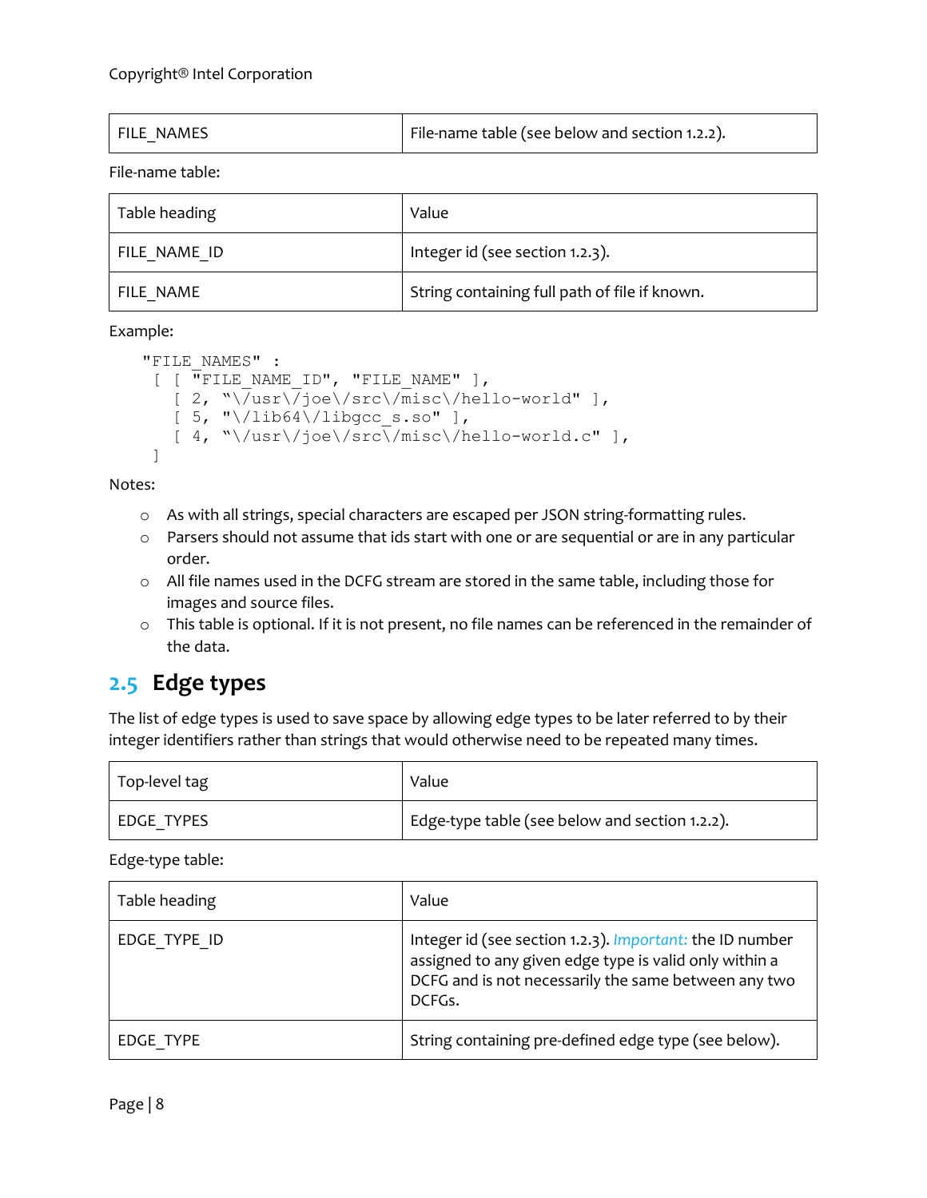| FILE_NAMES | File-name table (see below and section 1.2.2). |
|---|---|

File-name table:

| Table heading | Value |
|---|---|
| FILE_NAME_ID | Integer id (see section 1.2.3). |
| FILE_NAME | String containing full path of file if known. |

Example:

```
"FILE_NAMES" :
 [ [ "FILE_NAME_ID", "FILE_NAME" ],
   [ 2, "\/usr\/joe\/src\/misc\/hello-world" ],
   [ 5, "\/lib64\/libgcc_s.so" ],
   [ 4, "\/usr\/joe\/src\/misc\/hello-world.c" ],
 ]
```

Notes:

- As with all strings, special characters are escaped per JSON string-formatting rules.
- Parsers should not assume that ids start with one or are sequential or are in any particular order.
- All file names used in the DCFG stream are stored in the same table, including those for images and source files.
- This table is optional. If it is not present, no file names can be referenced in the remainder of the data.

## 2.5 Edge types

The list of edge types is used to save space by allowing edge types to be later referred to by their integer identifiers rather than strings that would otherwise need to be repeated many times.

| Top-level tag | Value |
|---|---|
| EDGE_TYPES | Edge-type table (see below and section 1.2.2). |

Edge-type table:

| Table heading | Value |
|---|---|
| EDGE_TYPE_ID | Integer id (see section 1.2.3). *Important:* the ID number assigned to any given edge type is valid only within a DCFG and is not necessarily the same between any two DCFGs. |
| EDGE_TYPE | String containing pre-defined edge type (see below). |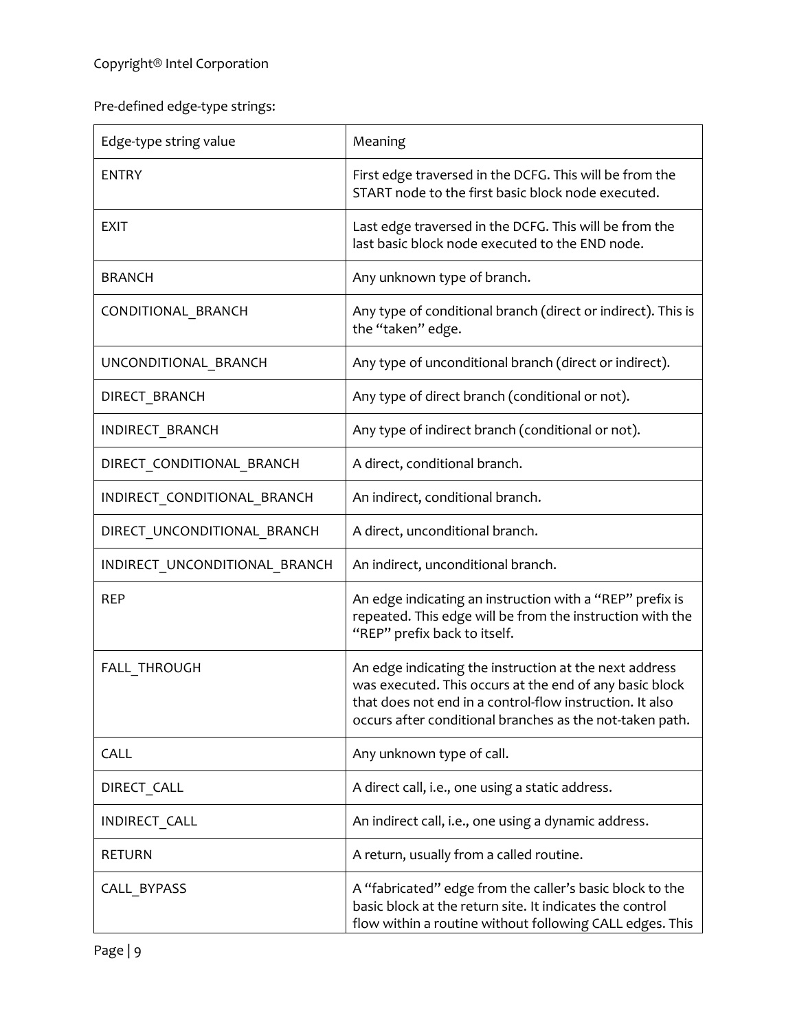Pre-defined edge-type strings:

| Edge-type string value | Meaning |
|---|---|
| ENTRY | First edge traversed in the DCFG. This will be from the START node to the first basic block node executed. |
| EXIT | Last edge traversed in the DCFG. This will be from the last basic block node executed to the END node. |
| BRANCH | Any unknown type of branch. |
| CONDITIONAL_BRANCH | Any type of conditional branch (direct or indirect). This is the "taken" edge. |
| UNCONDITIONAL_BRANCH | Any type of unconditional branch (direct or indirect). |
| DIRECT_BRANCH | Any type of direct branch (conditional or not). |
| INDIRECT_BRANCH | Any type of indirect branch (conditional or not). |
| DIRECT_CONDITIONAL_BRANCH | A direct, conditional branch. |
| INDIRECT_CONDITIONAL_BRANCH | An indirect, conditional branch. |
| DIRECT_UNCONDITIONAL_BRANCH | A direct, unconditional branch. |
| INDIRECT_UNCONDITIONAL_BRANCH | An indirect, unconditional branch. |
| REP | An edge indicating an instruction with a "REP" prefix is repeated. This edge will be from the instruction with the "REP" prefix back to itself. |
| FALL_THROUGH | An edge indicating the instruction at the next address was executed. This occurs at the end of any basic block that does not end in a control-flow instruction. It also occurs after conditional branches as the not-taken path. |
| CALL | Any unknown type of call. |
| DIRECT_CALL | A direct call, i.e., one using a static address. |
| INDIRECT_CALL | An indirect call, i.e., one using a dynamic address. |
| RETURN | A return, usually from a called routine. |
| CALL_BYPASS | A "fabricated" edge from the caller's basic block to the basic block at the return site. It indicates the control flow within a routine without following CALL edges. This |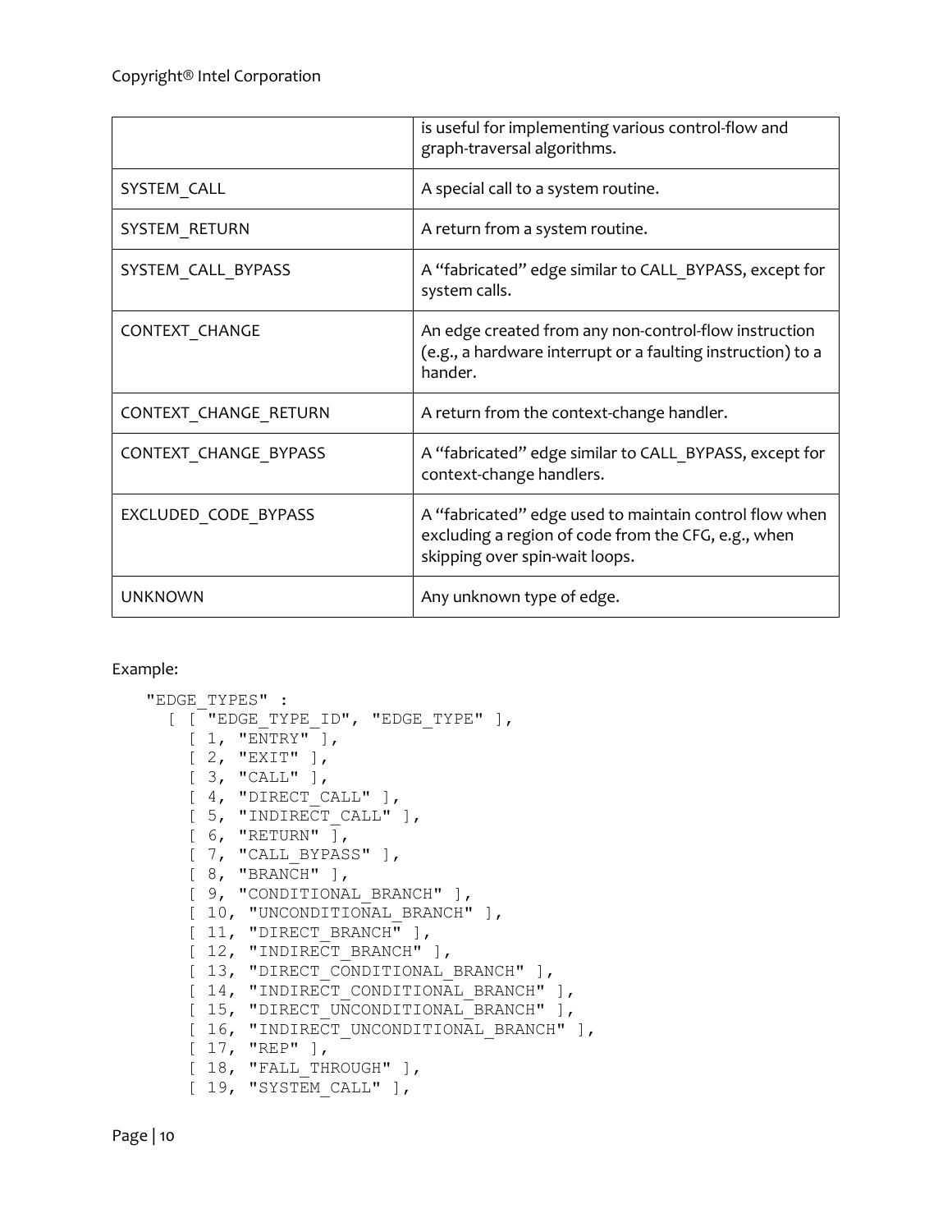|  |  |
|---|---|
|  | is useful for implementing various control-flow and graph-traversal algorithms. |
| SYSTEM_CALL | A special call to a system routine. |
| SYSTEM_RETURN | A return from a system routine. |
| SYSTEM_CALL_BYPASS | A "fabricated" edge similar to CALL_BYPASS, except for system calls. |
| CONTEXT_CHANGE | An edge created from any non-control-flow instruction (e.g., a hardware interrupt or a faulting instruction) to a hander. |
| CONTEXT_CHANGE_RETURN | A return from the context-change handler. |
| CONTEXT_CHANGE_BYPASS | A "fabricated" edge similar to CALL_BYPASS, except for context-change handlers. |
| EXCLUDED_CODE_BYPASS | A "fabricated" edge used to maintain control flow when excluding a region of code from the CFG, e.g., when skipping over spin-wait loops. |
| UNKNOWN | Any unknown type of edge. |

Example:

```
"EDGE_TYPES" :
  [ [ "EDGE_TYPE_ID", "EDGE_TYPE" ],
    [ 1, "ENTRY" ],
    [ 2, "EXIT" ],
    [ 3, "CALL" ],
    [ 4, "DIRECT_CALL" ],
    [ 5, "INDIRECT_CALL" ],
    [ 6, "RETURN" ],
    [ 7, "CALL_BYPASS" ],
    [ 8, "BRANCH" ],
    [ 9, "CONDITIONAL_BRANCH" ],
    [ 10, "UNCONDITIONAL_BRANCH" ],
    [ 11, "DIRECT_BRANCH" ],
    [ 12, "INDIRECT_BRANCH" ],
    [ 13, "DIRECT_CONDITIONAL_BRANCH" ],
    [ 14, "INDIRECT_CONDITIONAL_BRANCH" ],
    [ 15, "DIRECT_UNCONDITIONAL_BRANCH" ],
    [ 16, "INDIRECT_UNCONDITIONAL_BRANCH" ],
    [ 17, "REP" ],
    [ 18, "FALL_THROUGH" ],
    [ 19, "SYSTEM_CALL" ],
```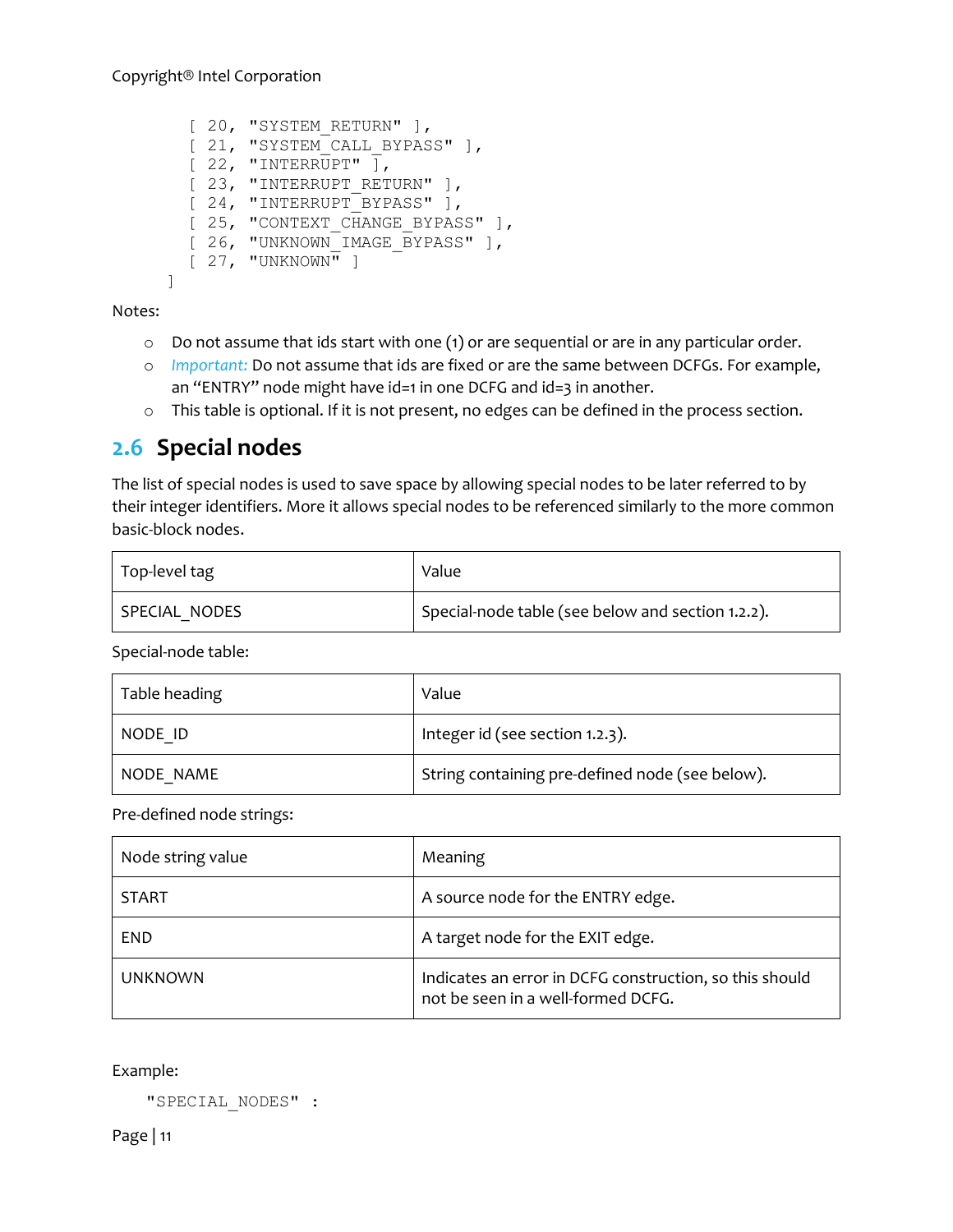```
        [ 20, "SYSTEM_RETURN" ],
        [ 21, "SYSTEM_CALL_BYPASS" ],
        [ 22, "INTERRUPT" ],
        [ 23, "INTERRUPT_RETURN" ],
        [ 24, "INTERRUPT_BYPASS" ],
        [ 25, "CONTEXT_CHANGE_BYPASS" ],
        [ 26, "UNKNOWN_IMAGE_BYPASS" ],
        [ 27, "UNKNOWN" ]
    ]
```

Notes:

- Do not assume that ids start with one (1) or are sequential or are in any particular order.
- *Important:* Do not assume that ids are fixed or are the same between DCFGs. For example, an "ENTRY" node might have id=1 in one DCFG and id=3 in another.
- This table is optional. If it is not present, no edges can be defined in the process section.

## 2.6 Special nodes

The list of special nodes is used to save space by allowing special nodes to be later referred to by their integer identifiers. More it allows special nodes to be referenced similarly to the more common basic-block nodes.

| Top-level tag | Value |
|---|---|
| SPECIAL_NODES | Special-node table (see below and section 1.2.2). |

Special-node table:

| Table heading | Value |
|---|---|
| NODE_ID | Integer id (see section 1.2.3). |
| NODE_NAME | String containing pre-defined node (see below). |

Pre-defined node strings:

| Node string value | Meaning |
|---|---|
| START | A source node for the ENTRY edge. |
| END | A target node for the EXIT edge. |
| UNKNOWN | Indicates an error in DCFG construction, so this should not be seen in a well-formed DCFG. |

Example:

```
"SPECIAL_NODES" :
```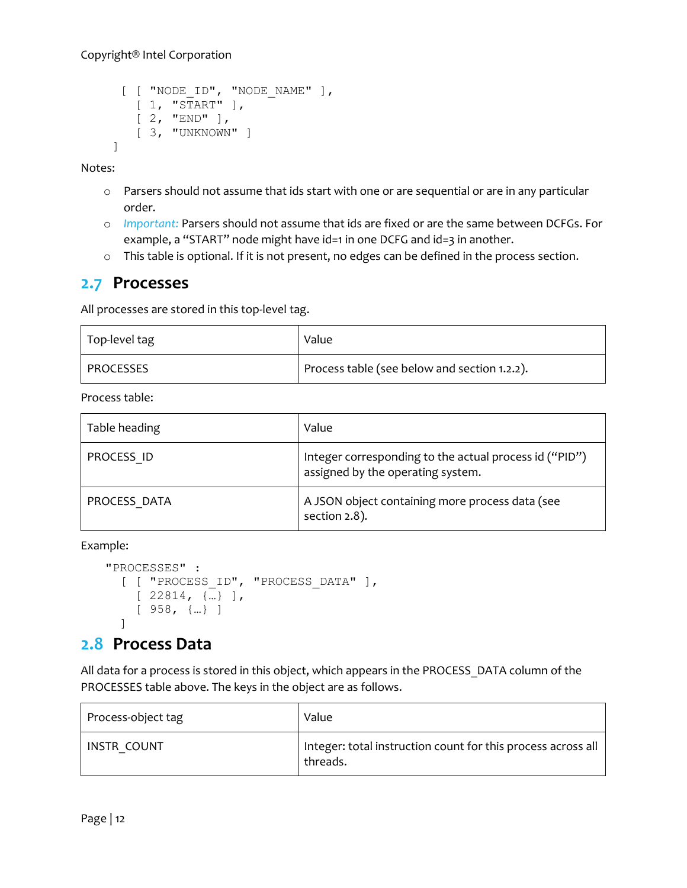```
[ [ "NODE_ID", "NODE_NAME" ],
  [ 1, "START" ],
  [ 2, "END" ],
  [ 3, "UNKNOWN" ]
]
```

Notes:

- Parsers should not assume that ids start with one or are sequential or are in any particular order.
- *Important:* Parsers should not assume that ids are fixed or are the same between DCFGs. For example, a "START" node might have id=1 in one DCFG and id=3 in another.
- This table is optional. If it is not present, no edges can be defined in the process section.

## 2.7 Processes

All processes are stored in this top-level tag.

| Top-level tag | Value |
|---|---|
| PROCESSES | Process table (see below and section 1.2.2). |

Process table:

| Table heading | Value |
|---|---|
| PROCESS_ID | Integer corresponding to the actual process id ("PID") assigned by the operating system. |
| PROCESS_DATA | A JSON object containing more process data (see section 2.8). |

Example:

```
"PROCESSES" :
  [ [ "PROCESS_ID", "PROCESS_DATA" ],
    [ 22814, {…} ],
    [ 958, {…} ]
  ]
```

## 2.8 Process Data

All data for a process is stored in this object, which appears in the PROCESS_DATA column of the PROCESSES table above. The keys in the object are as follows.

| Process-object tag | Value |
|---|---|
| INSTR_COUNT | Integer: total instruction count for this process across all threads. |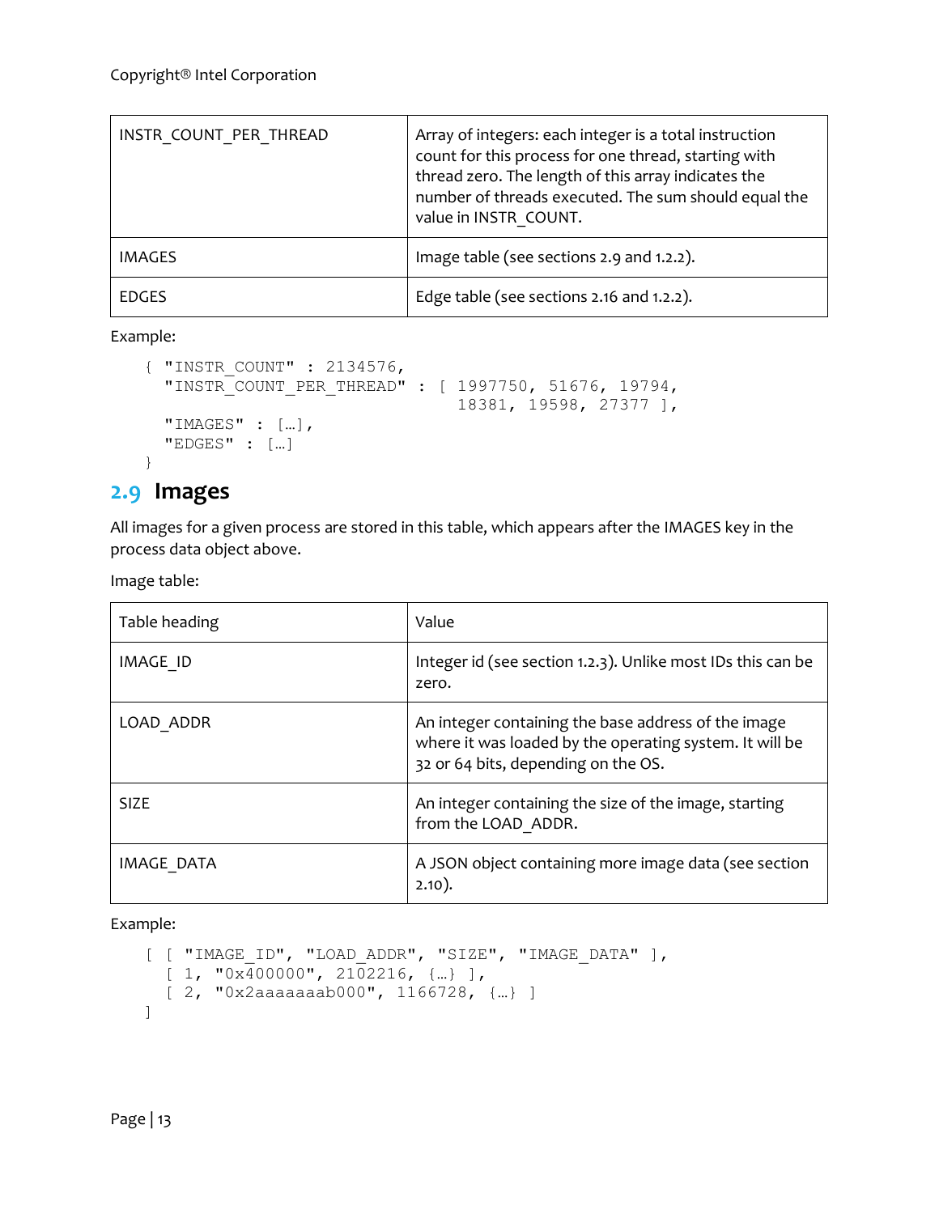| INSTR_COUNT_PER_THREAD | Array of integers: each integer is a total instruction count for this process for one thread, starting with thread zero. The length of this array indicates the number of threads executed. The sum should equal the value in INSTR_COUNT. |
|---|---|
| IMAGES | Image table (see sections 2.9 and 1.2.2). |
| EDGES | Edge table (see sections 2.16 and 1.2.2). |

Example:

```
{ "INSTR_COUNT" : 2134576,
  "INSTR_COUNT_PER_THREAD" : [ 1997750, 51676, 19794,
                               18381, 19598, 27377 ],
  "IMAGES" : […],
  "EDGES" : […]
}
```

## 2.9 Images

All images for a given process are stored in this table, which appears after the IMAGES key in the process data object above.

Image table:

| Table heading | Value |
|---|---|
| IMAGE_ID | Integer id (see section 1.2.3). Unlike most IDs this can be zero. |
| LOAD_ADDR | An integer containing the base address of the image where it was loaded by the operating system. It will be 32 or 64 bits, depending on the OS. |
| SIZE | An integer containing the size of the image, starting from the LOAD_ADDR. |
| IMAGE_DATA | A JSON object containing more image data (see section 2.10). |

Example:

```
[ [ "IMAGE_ID", "LOAD_ADDR", "SIZE", "IMAGE_DATA" ],
  [ 1, "0x400000", 2102216, {…} ],
  [ 2, "0x2aaaaaaab000", 1166728, {…} ]
]
```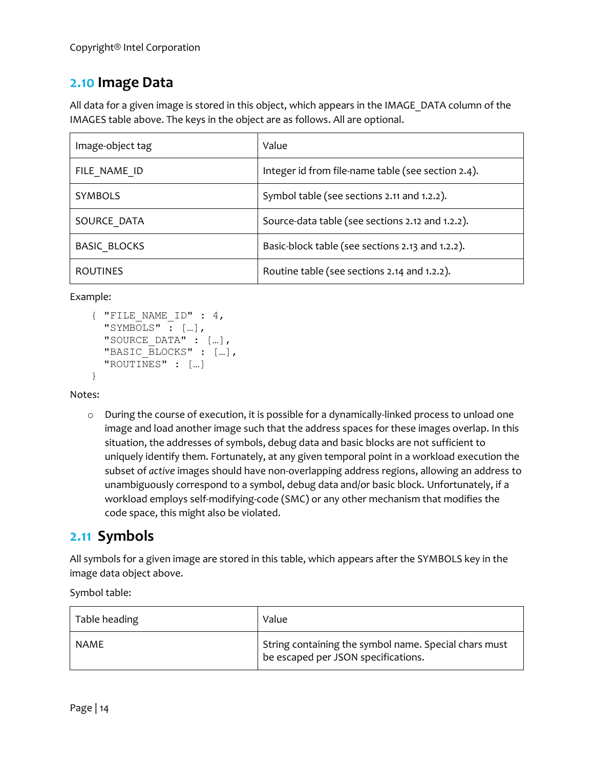## 2.10 Image Data

All data for a given image is stored in this object, which appears in the IMAGE_DATA column of the IMAGES table above. The keys in the object are as follows. All are optional.

| Image-object tag | Value |
|---|---|
| FILE_NAME_ID | Integer id from file-name table (see section 2.4). |
| SYMBOLS | Symbol table (see sections 2.11 and 1.2.2). |
| SOURCE_DATA | Source-data table (see sections 2.12 and 1.2.2). |
| BASIC_BLOCKS | Basic-block table (see sections 2.13 and 1.2.2). |
| ROUTINES | Routine table (see sections 2.14 and 1.2.2). |

Example:

```
{ "FILE_NAME_ID" : 4,
  "SYMBOLS" : […],
  "SOURCE_DATA" : […],
  "BASIC_BLOCKS" : […],
  "ROUTINES" : […]
}
```

Notes:

- During the course of execution, it is possible for a dynamically-linked process to unload one image and load another image such that the address spaces for these images overlap. In this situation, the addresses of symbols, debug data and basic blocks are not sufficient to uniquely identify them. Fortunately, at any given temporal point in a workload execution the subset of *active* images should have non-overlapping address regions, allowing an address to unambiguously correspond to a symbol, debug data and/or basic block. Unfortunately, if a workload employs self-modifying-code (SMC) or any other mechanism that modifies the code space, this might also be violated.

## 2.11 Symbols

All symbols for a given image are stored in this table, which appears after the SYMBOLS key in the image data object above.

Symbol table:

| Table heading | Value |
|---|---|
| NAME | String containing the symbol name. Special chars must be escaped per JSON specifications. |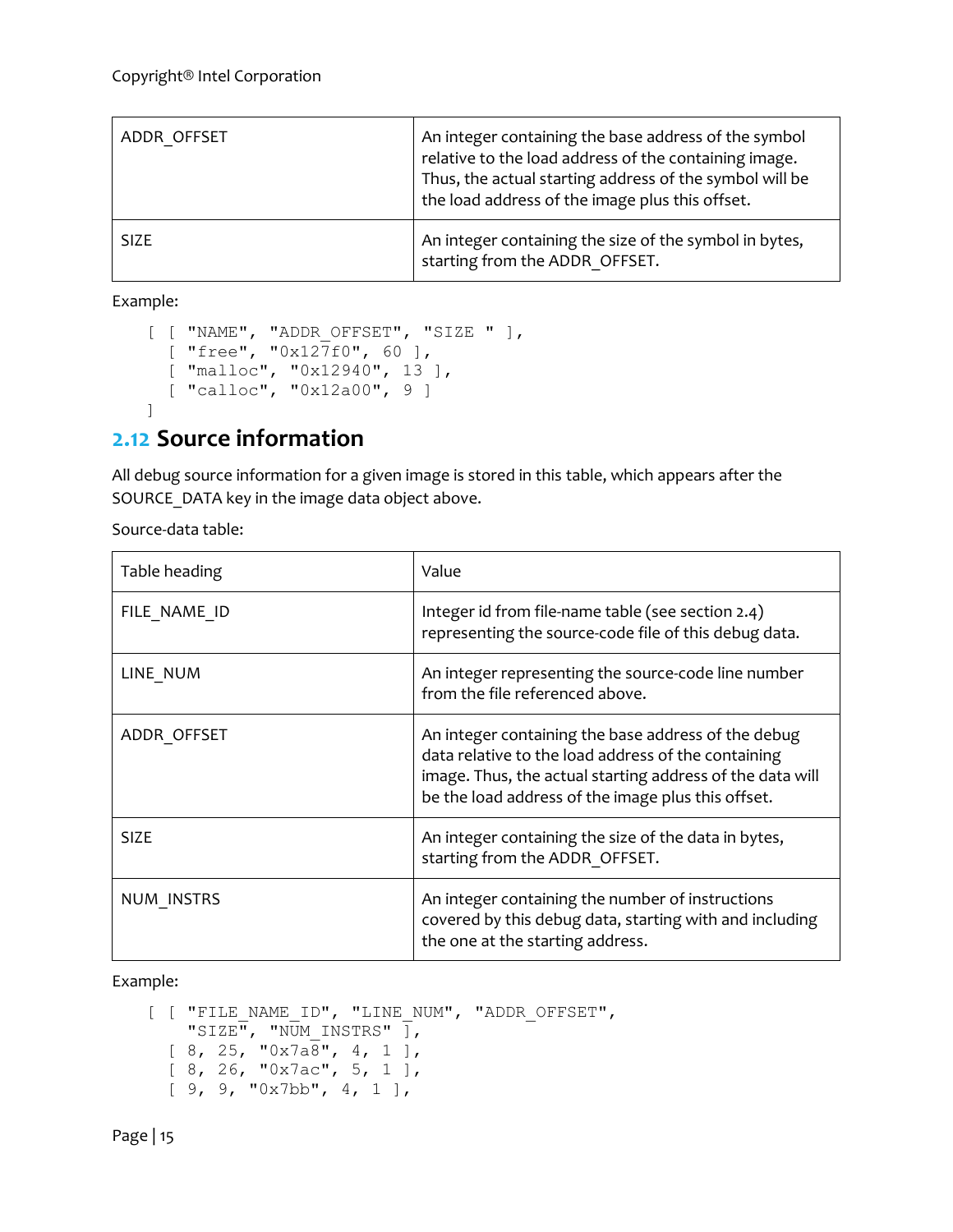| ADDR_OFFSET | An integer containing the base address of the symbol relative to the load address of the containing image. Thus, the actual starting address of the symbol will be the load address of the image plus this offset. |
|---|---|
| SIZE | An integer containing the size of the symbol in bytes, starting from the ADDR_OFFSET. |

Example:

```
[ [ "NAME", "ADDR_OFFSET", "SIZE " ],
  [ "free", "0x127f0", 60 ],
  [ "malloc", "0x12940", 13 ],
  [ "calloc", "0x12a00", 9 ]
]
```

## 2.12 Source information

All debug source information for a given image is stored in this table, which appears after the SOURCE_DATA key in the image data object above.

Source-data table:

| Table heading | Value |
|---|---|
| FILE_NAME_ID | Integer id from file-name table (see section 2.4) representing the source-code file of this debug data. |
| LINE_NUM | An integer representing the source-code line number from the file referenced above. |
| ADDR_OFFSET | An integer containing the base address of the debug data relative to the load address of the containing image. Thus, the actual starting address of the data will be the load address of the image plus this offset. |
| SIZE | An integer containing the size of the data in bytes, starting from the ADDR_OFFSET. |
| NUM_INSTRS | An integer containing the number of instructions covered by this debug data, starting with and including the one at the starting address. |

Example:

```
[ [ "FILE_NAME_ID", "LINE_NUM", "ADDR_OFFSET",
    "SIZE", "NUM_INSTRS" ],
  [ 8, 25, "0x7a8", 4, 1 ],
  [ 8, 26, "0x7ac", 5, 1 ],
  [ 9, 9, "0x7bb", 4, 1 ],
```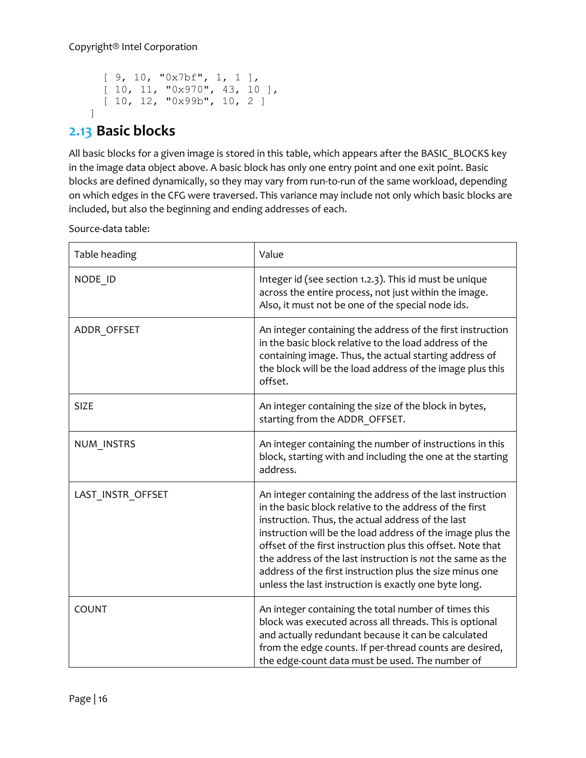```
    [ 9, 10, "0x7bf", 1, 1 ],
    [ 10, 11, "0x970", 43, 10 ],
    [ 10, 12, "0x99b", 10, 2 ]
]
```

## 2.13 Basic blocks

All basic blocks for a given image is stored in this table, which appears after the BASIC_BLOCKS key in the image data object above. A basic block has only one entry point and one exit point. Basic blocks are defined dynamically, so they may vary from run-to-run of the same workload, depending on which edges in the CFG were traversed. This variance may include not only which basic blocks are included, but also the beginning and ending addresses of each.

Source-data table:

| Table heading | Value |
|---|---|
| NODE_ID | Integer id (see section 1.2.3). This id must be unique across the entire process, not just within the image. Also, it must not be one of the special node ids. |
| ADDR_OFFSET | An integer containing the address of the first instruction in the basic block relative to the load address of the containing image. Thus, the actual starting address of the block will be the load address of the image plus this offset. |
| SIZE | An integer containing the size of the block in bytes, starting from the ADDR_OFFSET. |
| NUM_INSTRS | An integer containing the number of instructions in this block, starting with and including the one at the starting address. |
| LAST_INSTR_OFFSET | An integer containing the address of the last instruction in the basic block relative to the address of the first instruction. Thus, the actual address of the last instruction will be the load address of the image plus the offset of the first instruction plus this offset. Note that the address of the last instruction is *not* the same as the address of the first instruction plus the size minus one unless the last instruction is exactly one byte long. |
| COUNT | An integer containing the total number of times this block was executed across all threads. This is optional and actually redundant because it can be calculated from the edge counts. If per-thread counts are desired, the edge-count data must be used. The number of |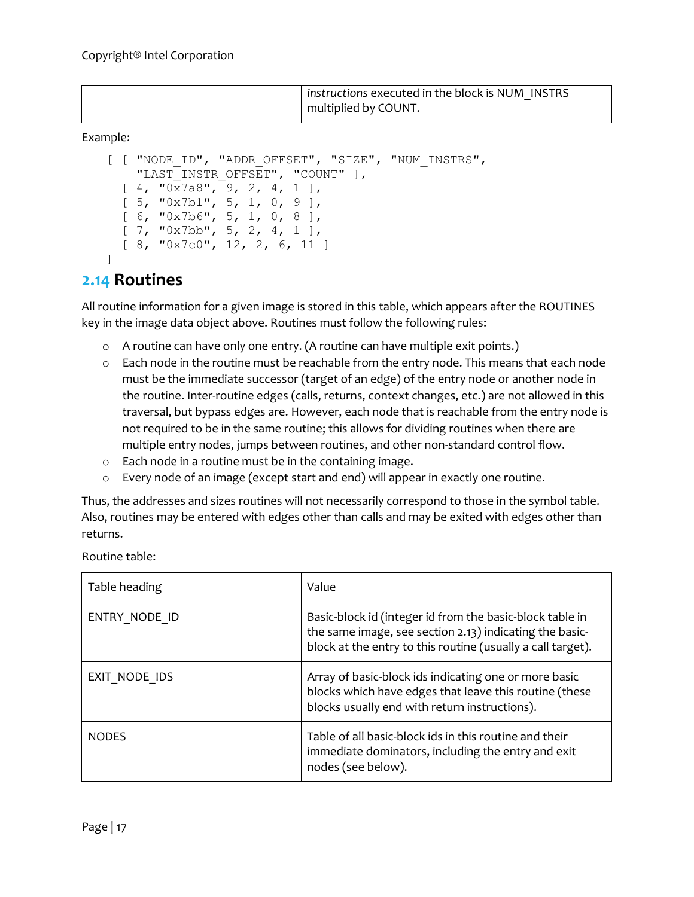| | |
|---|---|
| | *instructions* executed in the block is NUM_INSTRS multiplied by COUNT. |

Example:

```
[ [ "NODE_ID", "ADDR_OFFSET", "SIZE", "NUM_INSTRS",
    "LAST_INSTR_OFFSET", "COUNT" ],
  [ 4, "0x7a8", 9, 2, 4, 1 ],
  [ 5, "0x7b1", 5, 1, 0, 9 ],
  [ 6, "0x7b6", 5, 1, 0, 8 ],
  [ 7, "0x7bb", 5, 2, 4, 1 ],
  [ 8, "0x7c0", 12, 2, 6, 11 ]
]
```

## 2.14 Routines

All routine information for a given image is stored in this table, which appears after the ROUTINES key in the image data object above. Routines must follow the following rules:

- A routine can have only one entry. (A routine can have multiple exit points.)
- Each node in the routine must be reachable from the entry node. This means that each node must be the immediate successor (target of an edge) of the entry node or another node in the routine. Inter-routine edges (calls, returns, context changes, etc.) are not allowed in this traversal, but bypass edges are. However, each node that is reachable from the entry node is not required to be in the same routine; this allows for dividing routines when there are multiple entry nodes, jumps between routines, and other non-standard control flow.
- Each node in a routine must be in the containing image.
- Every node of an image (except start and end) will appear in exactly one routine.

Thus, the addresses and sizes routines will not necessarily correspond to those in the symbol table. Also, routines may be entered with edges other than calls and may be exited with edges other than returns.

Routine table:

| Table heading | Value |
|---|---|
| ENTRY_NODE_ID | Basic-block id (integer id from the basic-block table in the same image, see section 2.13) indicating the basic-block at the entry to this routine (usually a call target). |
| EXIT_NODE_IDS | Array of basic-block ids indicating one or more basic blocks which have edges that leave this routine (these blocks usually end with return instructions). |
| NODES | Table of all basic-block ids in this routine and their immediate dominators, including the entry and exit nodes (see below). |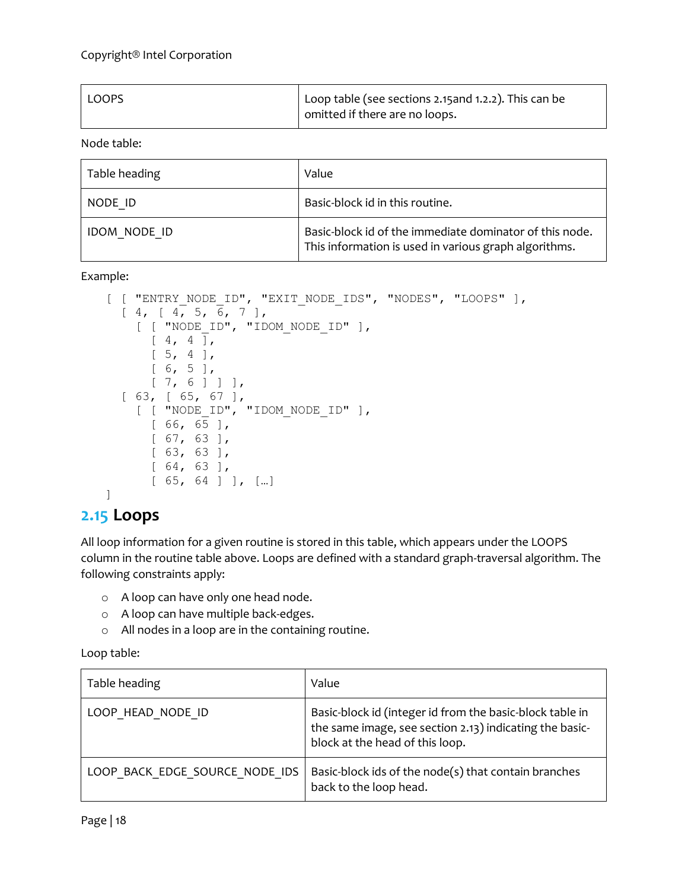| LOOPS | Loop table (see sections 2.15and 1.2.2). This can be omitted if there are no loops. |
|---|---|

Node table:

| Table heading | Value |
|---|---|
| NODE_ID | Basic-block id in this routine. |
| IDOM_NODE_ID | Basic-block id of the immediate dominator of this node. This information is used in various graph algorithms. |

Example:

```
[ [ "ENTRY_NODE_ID", "EXIT_NODE_IDS", "NODES", "LOOPS" ],
  [ 4, [ 4, 5, 6, 7 ],
    [ [ "NODE_ID", "IDOM_NODE_ID" ],
      [ 4, 4 ],
      [ 5, 4 ],
      [ 6, 5 ],
      [ 7, 6 ] ] ],
  [ 63, [ 65, 67 ],
    [ [ "NODE_ID", "IDOM_NODE_ID" ],
      [ 66, 65 ],
      [ 67, 63 ],
      [ 63, 63 ],
      [ 64, 63 ],
      [ 65, 64 ] ], […]
]
```

## 2.15 Loops

All loop information for a given routine is stored in this table, which appears under the LOOPS column in the routine table above. Loops are defined with a standard graph-traversal algorithm. The following constraints apply:

- A loop can have only one head node.
- A loop can have multiple back-edges.
- All nodes in a loop are in the containing routine.

Loop table:

| Table heading | Value |
|---|---|
| LOOP_HEAD_NODE_ID | Basic-block id (integer id from the basic-block table in the same image, see section 2.13) indicating the basic-block at the head of this loop. |
| LOOP_BACK_EDGE_SOURCE_NODE_IDS | Basic-block ids of the node(s) that contain branches back to the loop head. |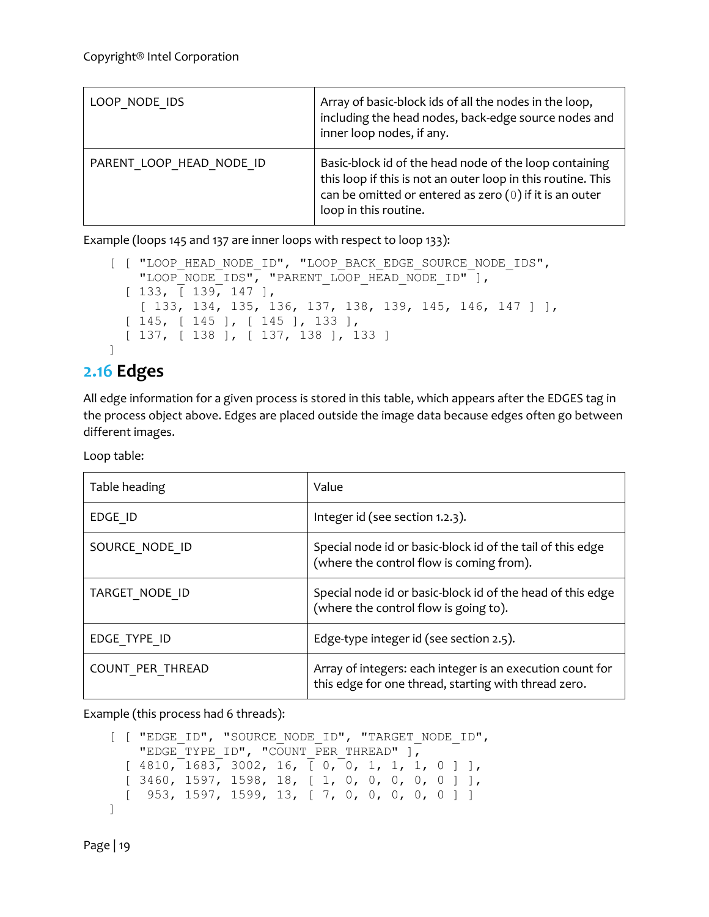| | |
|---|---|
| LOOP_NODE_IDS | Array of basic-block ids of all the nodes in the loop, including the head nodes, back-edge source nodes and inner loop nodes, if any. |
| PARENT_LOOP_HEAD_NODE_ID | Basic-block id of the head node of the loop containing this loop if this is not an outer loop in this routine. This can be omitted or entered as zero (0) if it is an outer loop in this routine. |

Example (loops 145 and 137 are inner loops with respect to loop 133):

```
[ [ "LOOP_HEAD_NODE_ID", "LOOP_BACK_EDGE_SOURCE_NODE_IDS",
    "LOOP_NODE_IDS", "PARENT_LOOP_HEAD_NODE_ID" ],
  [ 133, [ 139, 147 ],
    [ 133, 134, 135, 136, 137, 138, 139, 145, 146, 147 ] ],
  [ 145, [ 145 ], [ 145 ], 133 ],
  [ 137, [ 138 ], [ 137, 138 ], 133 ]
]
```

## 2.16 Edges

All edge information for a given process is stored in this table, which appears after the EDGES tag in the process object above. Edges are placed outside the image data because edges often go between different images.

Loop table:

| Table heading | Value |
|---|---|
| EDGE_ID | Integer id (see section 1.2.3). |
| SOURCE_NODE_ID | Special node id or basic-block id of the tail of this edge (where the control flow is coming from). |
| TARGET_NODE_ID | Special node id or basic-block id of the head of this edge (where the control flow is going to). |
| EDGE_TYPE_ID | Edge-type integer id (see section 2.5). |
| COUNT_PER_THREAD | Array of integers: each integer is an execution count for this edge for one thread, starting with thread zero. |

Example (this process had 6 threads):

```
[ [ "EDGE_ID", "SOURCE_NODE_ID", "TARGET_NODE_ID",
    "EDGE_TYPE_ID", "COUNT_PER_THREAD" ],
  [ 4810, 1683, 3002, 16, [ 0, 0, 1, 1, 1, 0 ] ],
  [ 3460, 1597, 1598, 18, [ 1, 0, 0, 0, 0, 0 ] ],
  [  953, 1597, 1599, 13, [ 7, 0, 0, 0, 0, 0 ] ]
]
```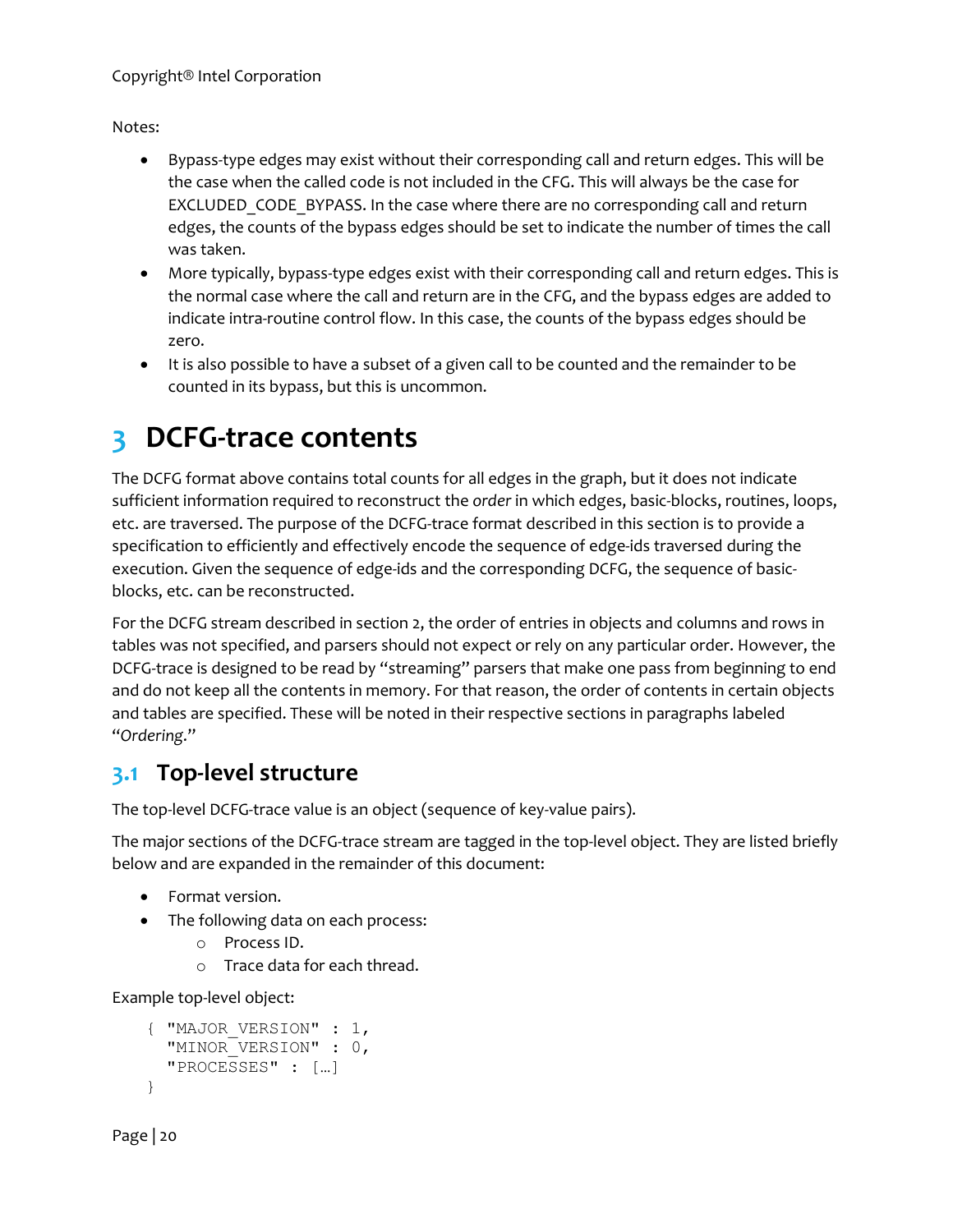Notes:

- Bypass-type edges may exist without their corresponding call and return edges. This will be the case when the called code is not included in the CFG. This will always be the case for EXCLUDED_CODE_BYPASS. In the case where there are no corresponding call and return edges, the counts of the bypass edges should be set to indicate the number of times the call was taken.
- More typically, bypass-type edges exist with their corresponding call and return edges. This is the normal case where the call and return are in the CFG, and the bypass edges are added to indicate intra-routine control flow. In this case, the counts of the bypass edges should be zero.
- It is also possible to have a subset of a given call to be counted and the remainder to be counted in its bypass, but this is uncommon.

# 3 DCFG-trace contents

The DCFG format above contains total counts for all edges in the graph, but it does not indicate sufficient information required to reconstruct the *order* in which edges, basic-blocks, routines, loops, etc. are traversed. The purpose of the DCFG-trace format described in this section is to provide a specification to efficiently and effectively encode the sequence of edge-ids traversed during the execution. Given the sequence of edge-ids and the corresponding DCFG, the sequence of basic-blocks, etc. can be reconstructed.

For the DCFG stream described in section 2, the order of entries in objects and columns and rows in tables was not specified, and parsers should not expect or rely on any particular order. However, the DCFG-trace is designed to be read by "streaming" parsers that make one pass from beginning to end and do not keep all the contents in memory. For that reason, the order of contents in certain objects and tables are specified. These will be noted in their respective sections in paragraphs labeled "*Ordering*."

## 3.1 Top-level structure

The top-level DCFG-trace value is an object (sequence of key-value pairs).

The major sections of the DCFG-trace stream are tagged in the top-level object. They are listed briefly below and are expanded in the remainder of this document:

- Format version.
- The following data on each process:
  - Process ID.
  - Trace data for each thread.

Example top-level object:

```
{ "MAJOR_VERSION" : 1,
  "MINOR_VERSION" : 0,
  "PROCESSES" : […]
}
```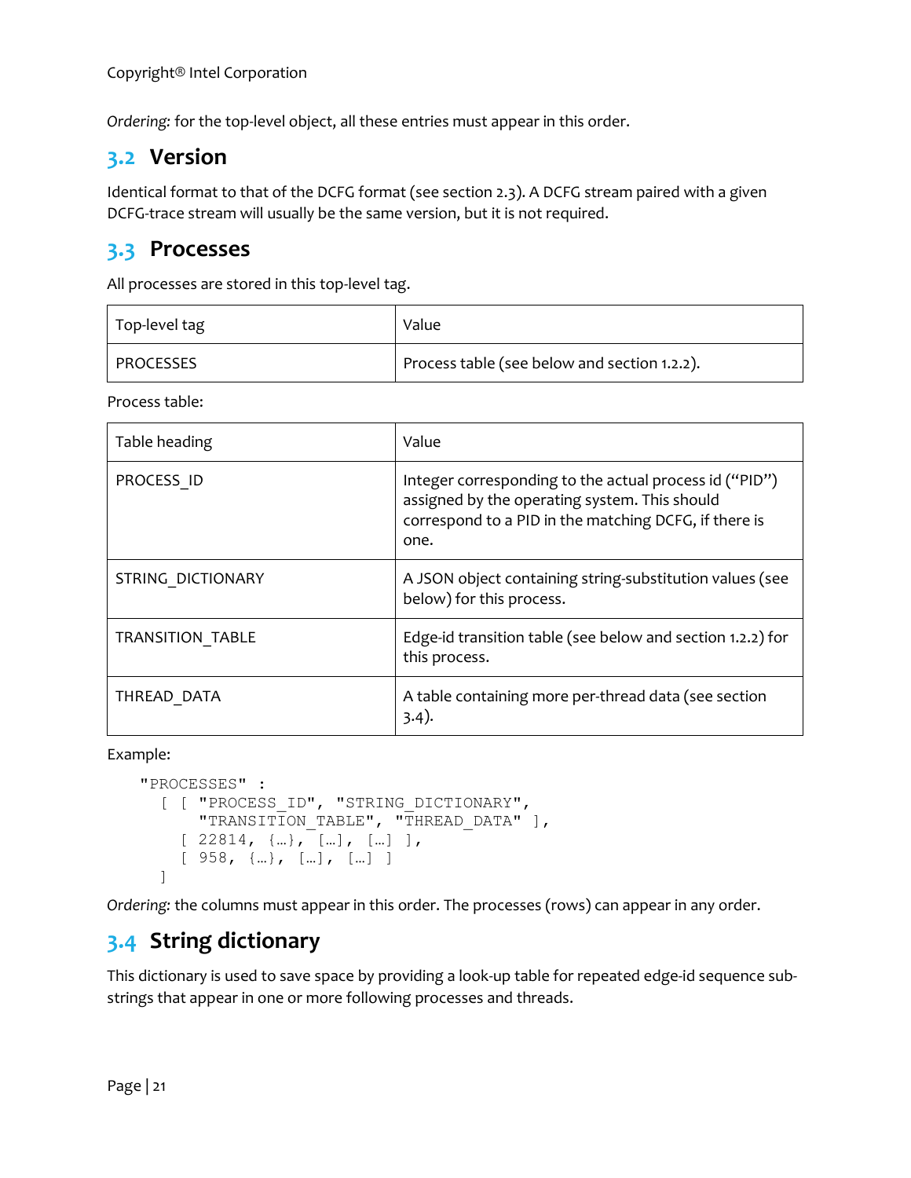*Ordering:* for the top-level object, all these entries must appear in this order.

## 3.2 Version

Identical format to that of the DCFG format (see section 2.3). A DCFG stream paired with a given DCFG-trace stream will usually be the same version, but it is not required.

## 3.3 Processes

All processes are stored in this top-level tag.

| Top-level tag | Value |
|---|---|
| PROCESSES | Process table (see below and section 1.2.2). |

Process table:

| Table heading | Value |
|---|---|
| PROCESS_ID | Integer corresponding to the actual process id ("PID") assigned by the operating system. This should correspond to a PID in the matching DCFG, if there is one. |
| STRING_DICTIONARY | A JSON object containing string-substitution values (see below) for this process. |
| TRANSITION_TABLE | Edge-id transition table (see below and section 1.2.2) for this process. |
| THREAD_DATA | A table containing more per-thread data (see section 3.4). |

Example:

```
"PROCESSES" :
  [ [ "PROCESS_ID", "STRING_DICTIONARY",
      "TRANSITION_TABLE", "THREAD_DATA" ],
    [ 22814, {…}, […], […] ],
    [ 958, {…}, […], […] ]
  ]
```

*Ordering:* the columns must appear in this order. The processes (rows) can appear in any order.

## 3.4 String dictionary

This dictionary is used to save space by providing a look-up table for repeated edge-id sequence sub-strings that appear in one or more following processes and threads.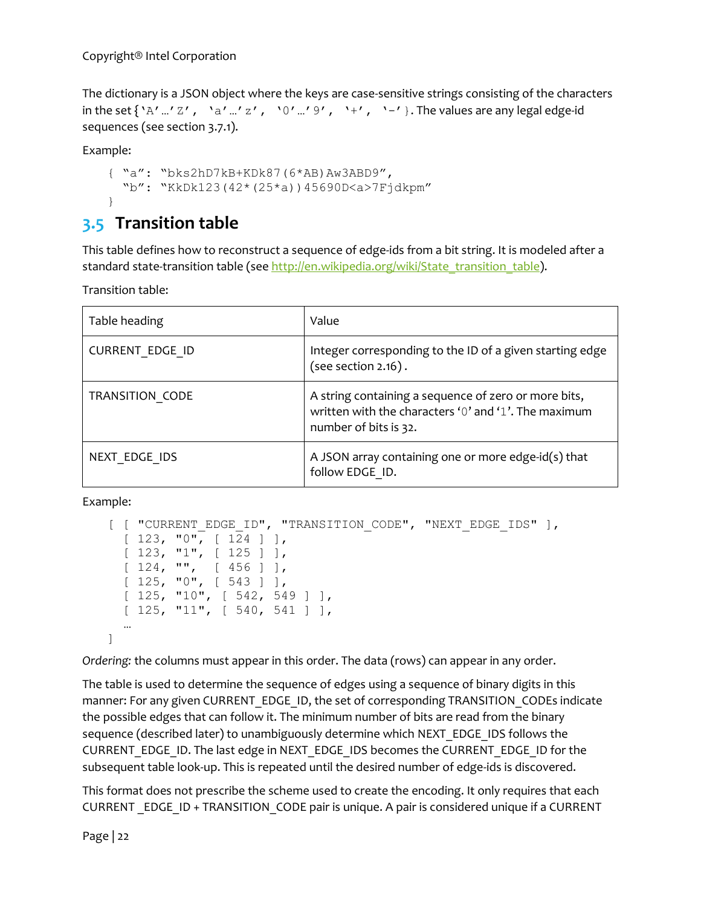The dictionary is a JSON object where the keys are case-sensitive strings consisting of the characters in the set { 'A'…'Z', 'a'…'z', '0'…'9', '+', '-' }. The values are any legal edge-id sequences (see section 3.7.1).

Example:

```
{ "a": "bks2hD7kB+KDk87(6*AB)Aw3ABD9",
  "b": "KkDk123(42*(25*a))45690D<a>7Fjdkpm"
}
```

## 3.5 Transition table

This table defines how to reconstruct a sequence of edge-ids from a bit string. It is modeled after a standard state-transition table (see http://en.wikipedia.org/wiki/State_transition_table).

Transition table:

| Table heading | Value |
|---|---|
| CURRENT_EDGE_ID | Integer corresponding to the ID of a given starting edge (see section 2.16) . |
| TRANSITION_CODE | A string containing a sequence of zero or more bits, written with the characters '0' and '1'. The maximum number of bits is 32. |
| NEXT_EDGE_IDS | A JSON array containing one or more edge-id(s) that follow EDGE_ID. |

Example:

```
[ [ "CURRENT_EDGE_ID", "TRANSITION_CODE", "NEXT_EDGE_IDS" ],
  [ 123, "0", [ 124 ] ],
  [ 123, "1", [ 125 ] ],
  [ 124, "",  [ 456 ] ],
  [ 125, "0", [ 543 ] ],
  [ 125, "10", [ 542, 549 ] ],
  [ 125, "11", [ 540, 541 ] ],
  …
]
```

*Ordering:* the columns must appear in this order. The data (rows) can appear in any order.

The table is used to determine the sequence of edges using a sequence of binary digits in this manner: For any given CURRENT_EDGE_ID, the set of corresponding TRANSITION_CODEs indicate the possible edges that can follow it. The minimum number of bits are read from the binary sequence (described later) to unambiguously determine which NEXT_EDGE_IDS follows the CURRENT_EDGE_ID. The last edge in NEXT_EDGE_IDS becomes the CURRENT_EDGE_ID for the subsequent table look-up. This is repeated until the desired number of edge-ids is discovered.

This format does not prescribe the scheme used to create the encoding. It only requires that each CURRENT _EDGE_ID + TRANSITION_CODE pair is unique. A pair is considered unique if a CURRENT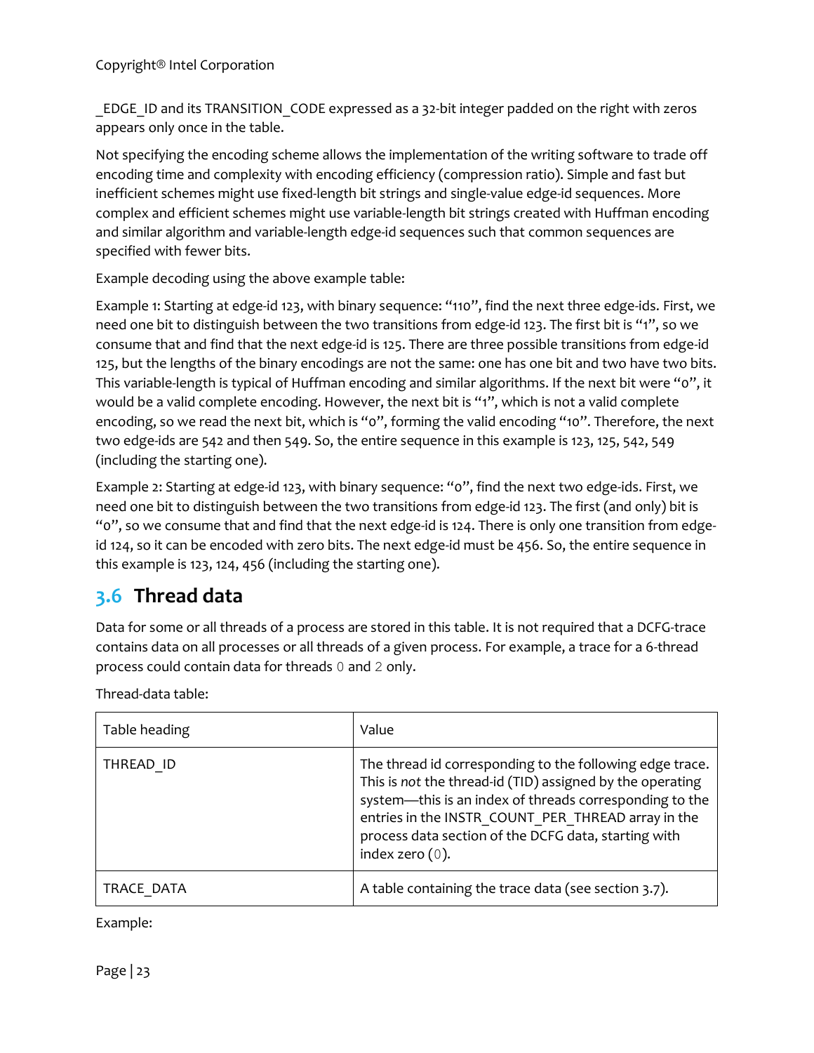_EDGE_ID and its TRANSITION_CODE expressed as a 32-bit integer padded on the right with zeros appears only once in the table.

Not specifying the encoding scheme allows the implementation of the writing software to trade off encoding time and complexity with encoding efficiency (compression ratio). Simple and fast but inefficient schemes might use fixed-length bit strings and single-value edge-id sequences. More complex and efficient schemes might use variable-length bit strings created with Huffman encoding and similar algorithm and variable-length edge-id sequences such that common sequences are specified with fewer bits.

Example decoding using the above example table:

Example 1: Starting at edge-id 123, with binary sequence: "110", find the next three edge-ids. First, we need one bit to distinguish between the two transitions from edge-id 123. The first bit is "1", so we consume that and find that the next edge-id is 125. There are three possible transitions from edge-id 125, but the lengths of the binary encodings are not the same: one has one bit and two have two bits. This variable-length is typical of Huffman encoding and similar algorithms. If the next bit were "0", it would be a valid complete encoding. However, the next bit is "1", which is not a valid complete encoding, so we read the next bit, which is "0", forming the valid encoding "10". Therefore, the next two edge-ids are 542 and then 549. So, the entire sequence in this example is 123, 125, 542, 549 (including the starting one).

Example 2: Starting at edge-id 123, with binary sequence: "0", find the next two edge-ids. First, we need one bit to distinguish between the two transitions from edge-id 123. The first (and only) bit is "0", so we consume that and find that the next edge-id is 124. There is only one transition from edge-id 124, so it can be encoded with zero bits. The next edge-id must be 456. So, the entire sequence in this example is 123, 124, 456 (including the starting one).

## 3.6 Thread data

Data for some or all threads of a process are stored in this table. It is not required that a DCFG-trace contains data on all processes or all threads of a given process. For example, a trace for a 6-thread process could contain data for threads `0` and `2` only.

Thread-data table:

| Table heading | Value |
|---|---|
| THREAD_ID | The thread id corresponding to the following edge trace. This is *not* the thread-id (TID) assigned by the operating system—this is an index of threads corresponding to the entries in the INSTR_COUNT_PER_THREAD array in the process data section of the DCFG data, starting with index zero (`0`). |
| TRACE_DATA | A table containing the trace data (see section 3.7). |

Example: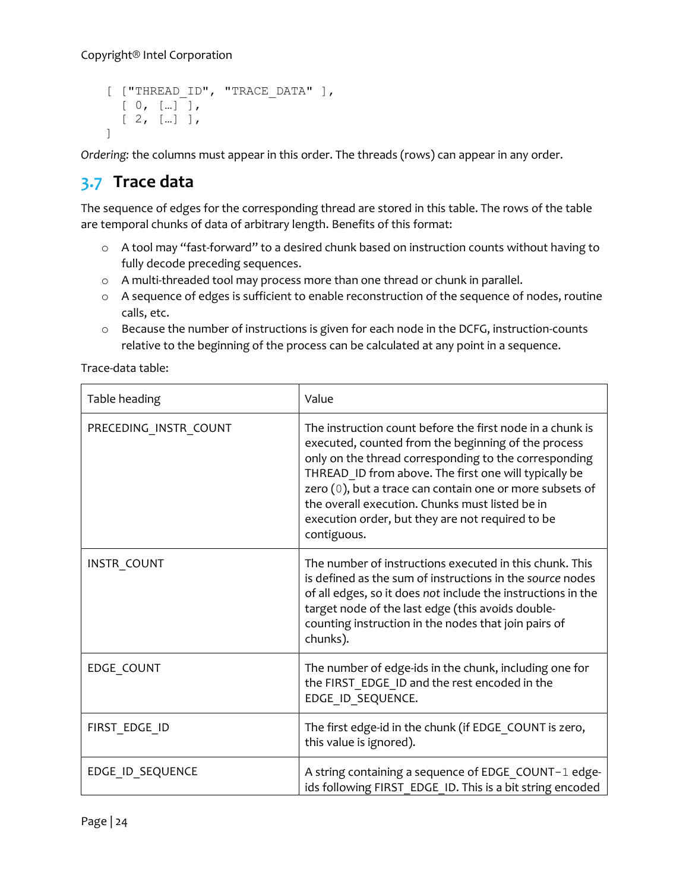```
[ ["THREAD_ID", "TRACE_DATA" ],
  [ 0, […] ],
  [ 2, […] ],
]
```

*Ordering:* the columns must appear in this order. The threads (rows) can appear in any order.

## 3.7 Trace data

The sequence of edges for the corresponding thread are stored in this table. The rows of the table are temporal chunks of data of arbitrary length. Benefits of this format:

- A tool may "fast-forward" to a desired chunk based on instruction counts without having to fully decode preceding sequences.
- A multi-threaded tool may process more than one thread or chunk in parallel.
- A sequence of edges is sufficient to enable reconstruction of the sequence of nodes, routine calls, etc.
- Because the number of instructions is given for each node in the DCFG, instruction-counts relative to the beginning of the process can be calculated at any point in a sequence.

Trace-data table:

| Table heading | Value |
|---|---|
| PRECEDING_INSTR_COUNT | The instruction count before the first node in a chunk is executed, counted from the beginning of the process only on the thread corresponding to the corresponding THREAD_ID from above. The first one will typically be zero (`0`), but a trace can contain one or more subsets of the overall execution. Chunks must listed be in execution order, but they are not required to be contiguous. |
| INSTR_COUNT | The number of instructions executed in this chunk. This is defined as the sum of instructions in the *source* nodes of all edges, so it does *not* include the instructions in the target node of the last edge (this avoids double-counting instruction in the nodes that join pairs of chunks). |
| EDGE_COUNT | The number of edge-ids in the chunk, including one for the FIRST_EDGE_ID and the rest encoded in the EDGE_ID_SEQUENCE. |
| FIRST_EDGE_ID | The first edge-id in the chunk (if EDGE_COUNT is zero, this value is ignored). |
| EDGE_ID_SEQUENCE | A string containing a sequence of EDGE_COUNT−`1` edge-ids following FIRST_EDGE_ID. This is a bit string encoded |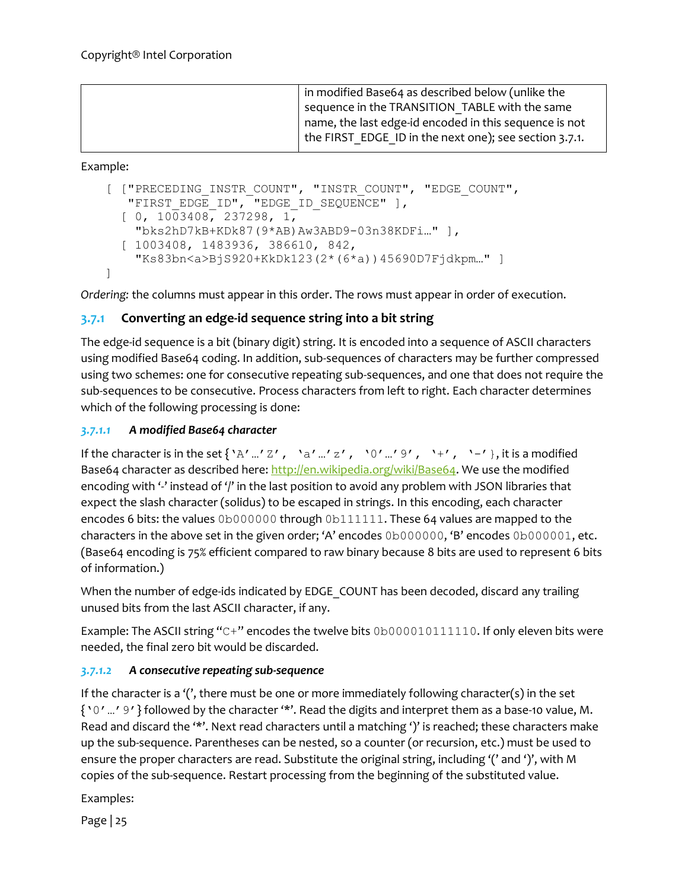Copyright® Intel Corporation

| | in modified Base64 as described below (unlike the sequence in the TRANSITION_TABLE with the same name, the last edge-id encoded in this sequence is not the FIRST_EDGE_ID in the next one); see section 3.7.1. |
|---|---|

Example:

```
[ ["PRECEDING_INSTR_COUNT", "INSTR_COUNT", "EDGE_COUNT",
   "FIRST_EDGE_ID", "EDGE_ID_SEQUENCE" ],
  [ 0, 1003408, 237298, 1,
    "bks2hD7kB+KDk87(9*AB)Aw3ABD9-03n38KDFi…" ],
  [ 1003408, 1483936, 386610, 842,
    "Ks83bn<a>BjS920+KkDk123(2*(6*a))45690D7Fjdkpm…" ]
]
```

*Ordering:* the columns must appear in this order. The rows must appear in order of execution.

### 3.7.1 Converting an edge-id sequence string into a bit string

The edge-id sequence is a bit (binary digit) string. It is encoded into a sequence of ASCII characters using modified Base64 coding. In addition, sub-sequences of characters may be further compressed using two schemes: one for consecutive repeating sub-sequences, and one that does not require the sub-sequences to be consecutive. Process characters from left to right. Each character determines which of the following processing is done:

#### *3.7.1.1 A modified Base64 character*

If the character is in the set {`'A'…'Z'`, `'a'…'z'`, `'0'…'9'`, `'+'`, `'-'`}, it is a modified Base64 character as described here: http://en.wikipedia.org/wiki/Base64. We use the modified encoding with '-' instead of '/' in the last position to avoid any problem with JSON libraries that expect the slash character (solidus) to be escaped in strings. In this encoding, each character encodes 6 bits: the values `0b000000` through `0b111111`. These 64 values are mapped to the characters in the above set in the given order; 'A' encodes `0b000000`, 'B' encodes `0b000001`, etc. (Base64 encoding is 75% efficient compared to raw binary because 8 bits are used to represent 6 bits of information.)

When the number of edge-ids indicated by EDGE_COUNT has been decoded, discard any trailing unused bits from the last ASCII character, if any.

Example: The ASCII string "`C+`" encodes the twelve bits `0b000010111110`. If only eleven bits were needed, the final zero bit would be discarded.

#### *3.7.1.2 A consecutive repeating sub-sequence*

If the character is a '(', there must be one or more immediately following character(s) in the set {`'0'…'9'`} followed by the character '*'. Read the digits and interpret them as a base-10 value, M. Read and discard the '*'. Next read characters until a matching ')' is reached; these characters make up the sub-sequence. Parentheses can be nested, so a counter (or recursion, etc.) must be used to ensure the proper characters are read. Substitute the original string, including '(' and ')', with M copies of the sub-sequence. Restart processing from the beginning of the substituted value.

Examples: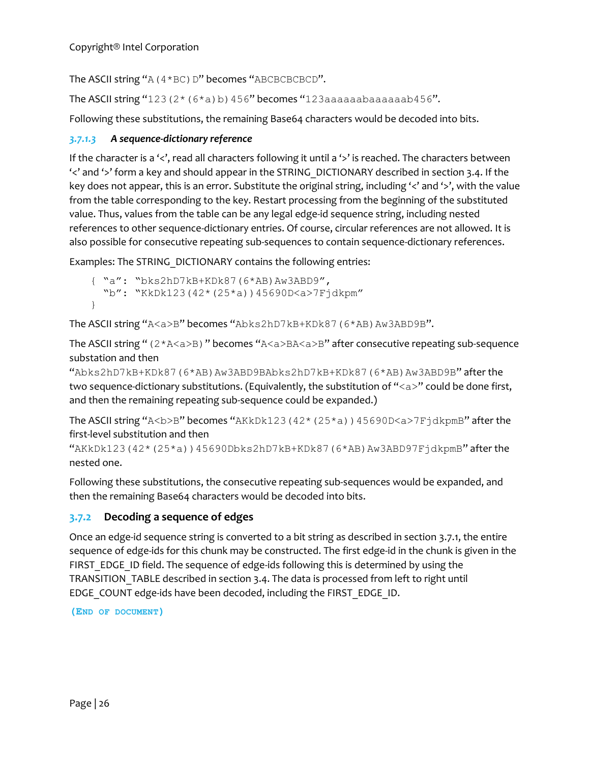The ASCII string “A(4*BC)D” becomes “ABCBCBCBCD”.

The ASCII string “123(2*(6*a)b)456” becomes “123aaaaaabaaaaaab456”.

Following these substitutions, the remaining Base64 characters would be decoded into bits.

#### 3.7.1.3 *A sequence-dictionary reference*

If the character is a ‘<’, read all characters following it until a ‘>’ is reached. The characters between ‘<’ and ‘>’ form a key and should appear in the STRING_DICTIONARY described in section 3.4. If the key does not appear, this is an error. Substitute the original string, including ‘<’ and ‘>’, with the value from the table corresponding to the key. Restart processing from the beginning of the substituted value. Thus, values from the table can be any legal edge-id sequence string, including nested references to other sequence-dictionary entries. Of course, circular references are not allowed. It is also possible for consecutive repeating sub-sequences to contain sequence-dictionary references.

Examples: The STRING_DICTIONARY contains the following entries:

```
{ “a”: “bks2hD7kB+KDk87(6*AB)Aw3ABD9”,
  “b”: “KkDk123(42*(25*a))45690D<a>7Fjdkpm”
}
```

The ASCII string “A<a>B” becomes “Abks2hD7kB+KDk87(6*AB)Aw3ABD9B”.

The ASCII string “(2*A<a>B)” becomes “A<a>BA<a>B” after consecutive repeating sub-sequence substation and then “Abks2hD7kB+KDk87(6*AB)Aw3ABD9BAbks2hD7kB+KDk87(6*AB)Aw3ABD9B” after the two sequence-dictionary substitutions. (Equivalently, the substitution of “<a>” could be done first, and then the remaining repeating sub-sequence could be expanded.)

The ASCII string “A<b>B” becomes “AKkDk123(42*(25*a))45690D<a>7FjdkpmB” after the first-level substitution and then “AKkDk123(42*(25*a))45690Dbks2hD7kB+KDk87(6*AB)Aw3ABD97FjdkpmB” after the nested one.

Following these substitutions, the consecutive repeating sub-sequences would be expanded, and then the remaining Base64 characters would be decoded into bits.

### 3.7.2 Decoding a sequence of edges

Once an edge-id sequence string is converted to a bit string as described in section 3.7.1, the entire sequence of edge-ids for this chunk may be constructed. The first edge-id in the chunk is given in the FIRST_EDGE_ID field. The sequence of edge-ids following this is determined by using the TRANSITION_TABLE described in section 3.4. The data is processed from left to right until EDGE_COUNT edge-ids have been decoded, including the FIRST_EDGE_ID.

**(END OF DOCUMENT)**